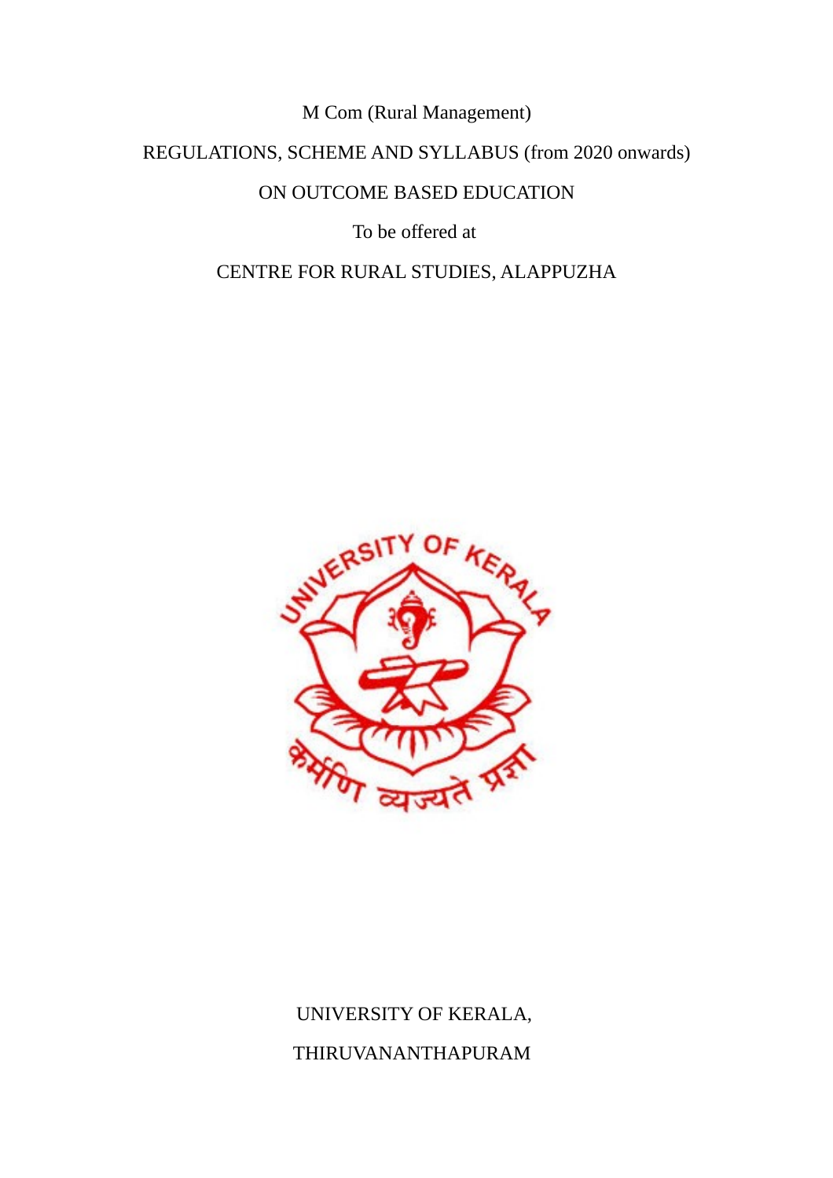# M Com (Rural Management)

## REGULATIONS, SCHEME AND SYLLABUS (from 2020 onwards)

## ON OUTCOME BASED EDUCATION

To be offered at

CENTRE FOR RURAL STUDIES, ALAPPUZHA

UNIVERSITY OF KERALA,

THIRUVANANTHAPURAM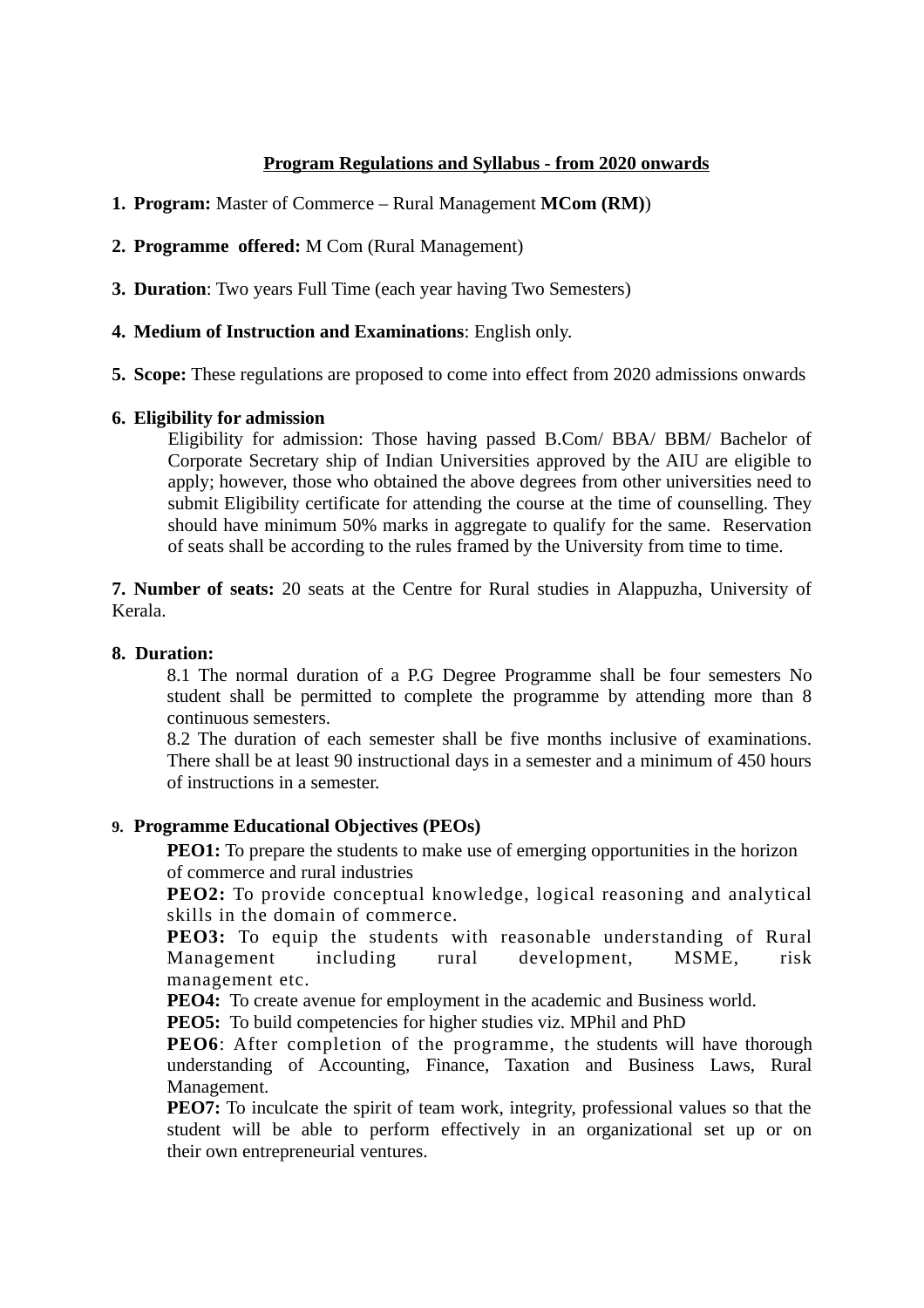## Program Regulations and Syllabus - from 2020 onwards

1. **Program:** Master of Commerce – Rural Management **MCom (RM)**)

2. **Programme offered:** M Com (Rural Management)

3. **Duration**: Two years Full Time (each year having Two Semesters)

4. **Medium of Instruction and Examinations**: English only.

5. **Scope:** These regulations are proposed to come into effect from 2020 admissions onwards

6. **Eligibility for admission**

   Eligibility for admission: Those having passed B.Com/ BBA/ BBM/ Bachelor of Corporate Secretary ship of Indian Universities approved by the AIU are eligible to apply; however, those who obtained the above degrees from other universities need to submit Eligibility certificate for attending the course at the time of counselling. They should have minimum 50% marks in aggregate to qualify for the same. Reservation of seats shall be according to the rules framed by the University from time to time.

**7. Number of seats:** 20 seats at the Centre for Rural studies in Alappuzha, University of Kerala.

**8. Duration:**

8.1 The normal duration of a P.G Degree Programme shall be four semesters No student shall be permitted to complete the programme by attending more than 8 continuous semesters.

8.2 The duration of each semester shall be five months inclusive of examinations. There shall be at least 90 instructional days in a semester and a minimum of 450 hours of instructions in a semester.

**9. Programme Educational Objectives (PEOs)**

**PEO1:** To prepare the students to make use of emerging opportunities in the horizon of commerce and rural industries

**PEO2:** To provide conceptual knowledge, logical reasoning and analytical skills in the domain of commerce.

**PEO3:** To equip the students with reasonable understanding of Rural Management including rural development, MSME, risk management etc.

**PEO4:** To create avenue for employment in the academic and Business world.

**PEO5:** To build competencies for higher studies viz. MPhil and PhD

**PEO6**: After completion of the programme, the students will have thorough understanding of Accounting, Finance, Taxation and Business Laws, Rural Management.

**PEO7:** To inculcate the spirit of team work, integrity, professional values so that the student will be able to perform effectively in an organizational set up or on their own entrepreneurial ventures.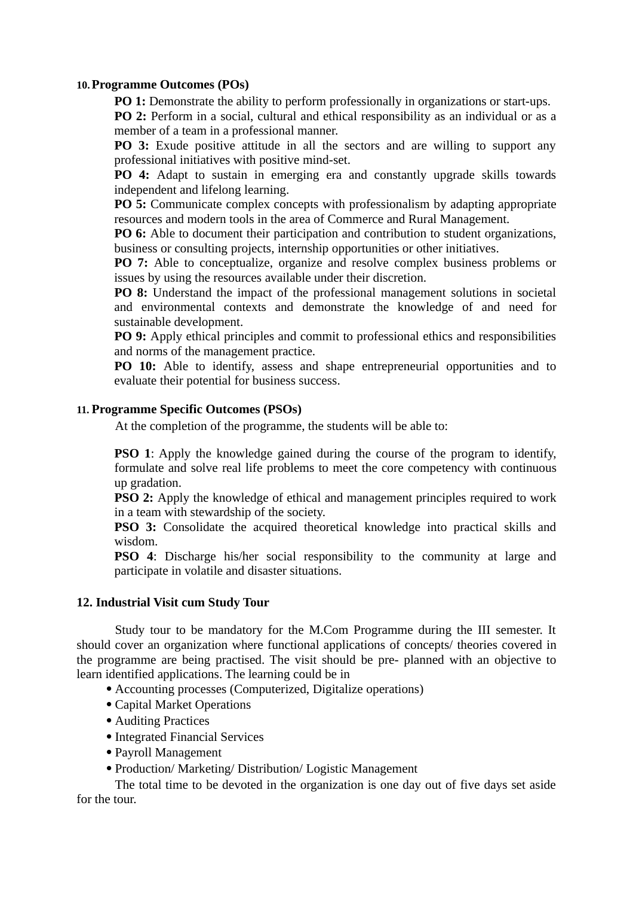## 10. Programme Outcomes (POs)

**PO 1:** Demonstrate the ability to perform professionally in organizations or start-ups.

**PO 2:** Perform in a social, cultural and ethical responsibility as an individual or as a member of a team in a professional manner.

**PO 3:** Exude positive attitude in all the sectors and are willing to support any professional initiatives with positive mind-set.

**PO 4:** Adapt to sustain in emerging era and constantly upgrade skills towards independent and lifelong learning.

**PO 5:** Communicate complex concepts with professionalism by adapting appropriate resources and modern tools in the area of Commerce and Rural Management.

**PO 6:** Able to document their participation and contribution to student organizations, business or consulting projects, internship opportunities or other initiatives.

**PO 7:** Able to conceptualize, organize and resolve complex business problems or issues by using the resources available under their discretion.

**PO 8:** Understand the impact of the professional management solutions in societal and environmental contexts and demonstrate the knowledge of and need for sustainable development.

**PO 9:** Apply ethical principles and commit to professional ethics and responsibilities and norms of the management practice.

**PO 10:** Able to identify, assess and shape entrepreneurial opportunities and to evaluate their potential for business success.

## 11. Programme Specific Outcomes (PSOs)

At the completion of the programme, the students will be able to:

**PSO 1**: Apply the knowledge gained during the course of the program to identify, formulate and solve real life problems to meet the core competency with continuous up gradation.

**PSO 2:** Apply the knowledge of ethical and management principles required to work in a team with stewardship of the society.

**PSO 3:** Consolidate the acquired theoretical knowledge into practical skills and wisdom.

**PSO 4**: Discharge his/her social responsibility to the community at large and participate in volatile and disaster situations.

## 12. Industrial Visit cum Study Tour

Study tour to be mandatory for the M.Com Programme during the III semester. It should cover an organization where functional applications of concepts/ theories covered in the programme are being practised. The visit should be pre- planned with an objective to learn identified applications. The learning could be in

- Accounting processes (Computerized, Digitalize operations)
- Capital Market Operations
- Auditing Practices
- Integrated Financial Services
- Payroll Management
- Production/ Marketing/ Distribution/ Logistic Management

The total time to be devoted in the organization is one day out of five days set aside for the tour.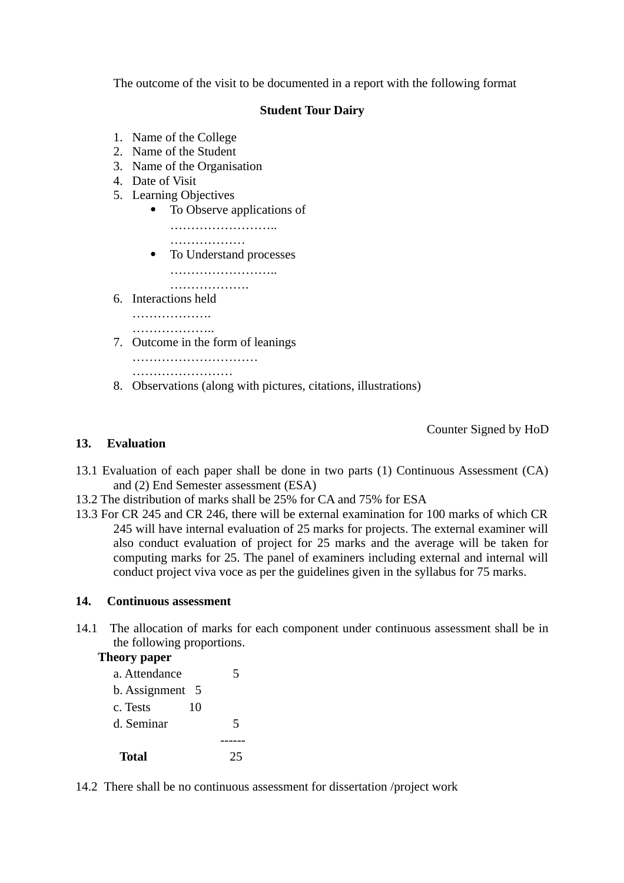The outcome of the visit to be documented in a report with the following format

**Student Tour Dairy**

1. Name of the College
2. Name of the Student
3. Name of the Organisation
4. Date of Visit
5. Learning Objectives
   - To Observe applications of ……………………..
     ………………
   - To Understand processes ……………………..
     ……………….
6. Interactions held ……………….
   ………………..
7. Outcome in the form of leanings …………………………
   ……………………
8. Observations (along with pictures, citations, illustrations)

Counter Signed by HoD

## 13. Evaluation

13.1 Evaluation of each paper shall be done in two parts (1) Continuous Assessment (CA) and (2) End Semester assessment (ESA)

13.2 The distribution of marks shall be 25% for CA and 75% for ESA

13.3 For CR 245 and CR 246, there will be external examination for 100 marks of which CR 245 will have internal evaluation of 25 marks for projects. The external examiner will also conduct evaluation of project for 25 marks and the average will be taken for computing marks for 25. The panel of examiners including external and internal will conduct project viva voce as per the guidelines given in the syllabus for 75 marks.

## 14. Continuous assessment

14.1 The allocation of marks for each component under continuous assessment shall be in the following proportions.

**Theory paper**

| | |
|---|---|
| a. Attendance | 5 |
| b. Assignment | 5 |
| c. Tests | 10 |
| d. Seminar | 5 |
| **Total** | 25 |

14.2 There shall be no continuous assessment for dissertation /project work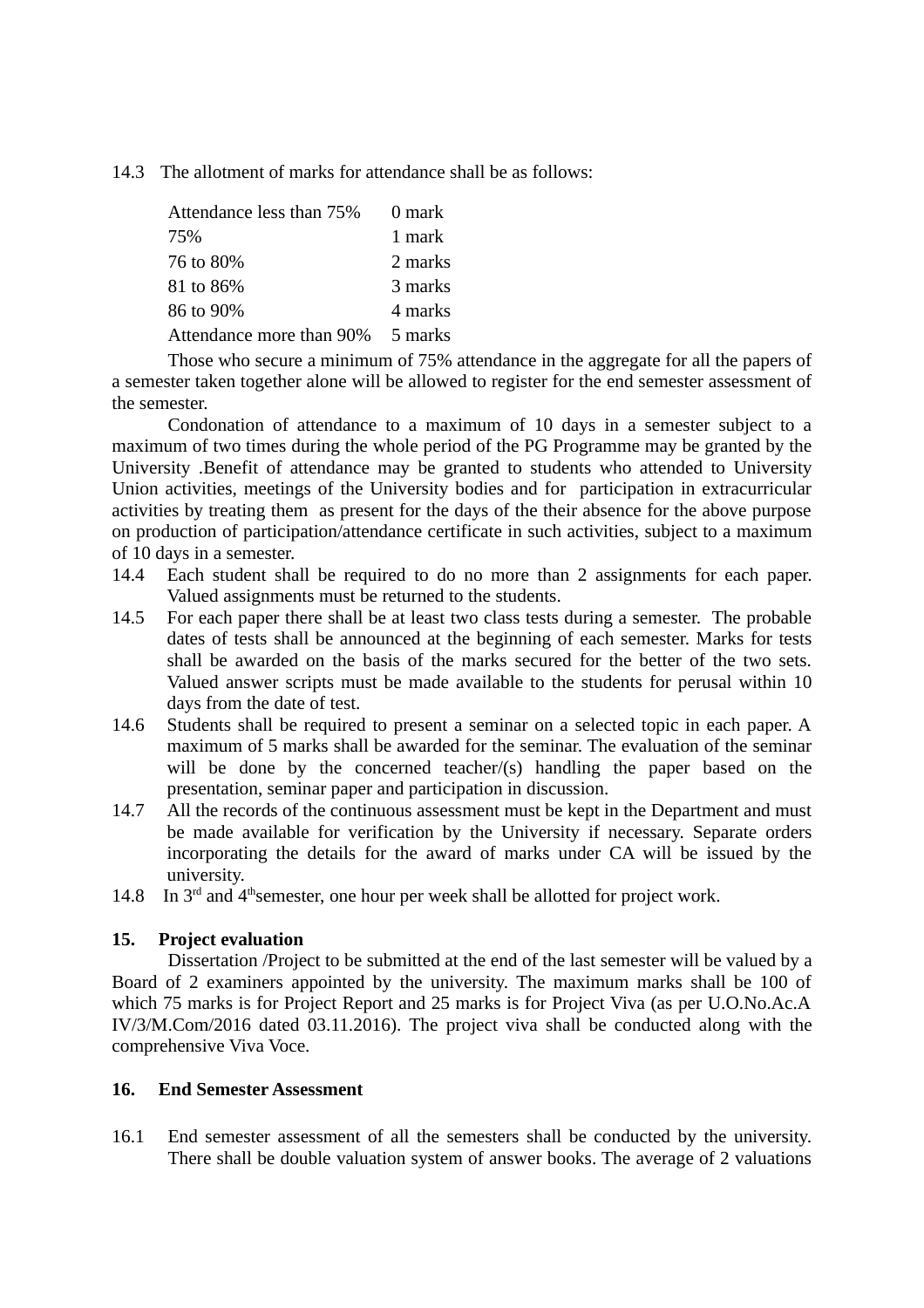14.3 The allotment of marks for attendance shall be as follows:

| | |
|---|---|
| Attendance less than 75% | 0 mark |
| 75% | 1 mark |
| 76 to 80% | 2 marks |
| 81 to 86% | 3 marks |
| 86 to 90% | 4 marks |
| Attendance more than 90% | 5 marks |

Those who secure a minimum of 75% attendance in the aggregate for all the papers of a semester taken together alone will be allowed to register for the end semester assessment of the semester.

Condonation of attendance to a maximum of 10 days in a semester subject to a maximum of two times during the whole period of the PG Programme may be granted by the University .Benefit of attendance may be granted to students who attended to University Union activities, meetings of the University bodies and for participation in extracurricular activities by treating them as present for the days of the their absence for the above purpose on production of participation/attendance certificate in such activities, subject to a maximum of 10 days in a semester.

14.4 Each student shall be required to do no more than 2 assignments for each paper. Valued assignments must be returned to the students.

14.5 For each paper there shall be at least two class tests during a semester. The probable dates of tests shall be announced at the beginning of each semester. Marks for tests shall be awarded on the basis of the marks secured for the better of the two sets. Valued answer scripts must be made available to the students for perusal within 10 days from the date of test.

14.6 Students shall be required to present a seminar on a selected topic in each paper. A maximum of 5 marks shall be awarded for the seminar. The evaluation of the seminar will be done by the concerned teacher/(s) handling the paper based on the presentation, seminar paper and participation in discussion.

14.7 All the records of the continuous assessment must be kept in the Department and must be made available for verification by the University if necessary. Separate orders incorporating the details for the award of marks under CA will be issued by the university.

14.8 In 3rd and 4th semester, one hour per week shall be allotted for project work.

## 15. Project evaluation

Dissertation /Project to be submitted at the end of the last semester will be valued by a Board of 2 examiners appointed by the university. The maximum marks shall be 100 of which 75 marks is for Project Report and 25 marks is for Project Viva (as per U.O.No.Ac.A IV/3/M.Com/2016 dated 03.11.2016). The project viva shall be conducted along with the comprehensive Viva Voce.

## 16. End Semester Assessment

16.1 End semester assessment of all the semesters shall be conducted by the university. There shall be double valuation system of answer books. The average of 2 valuations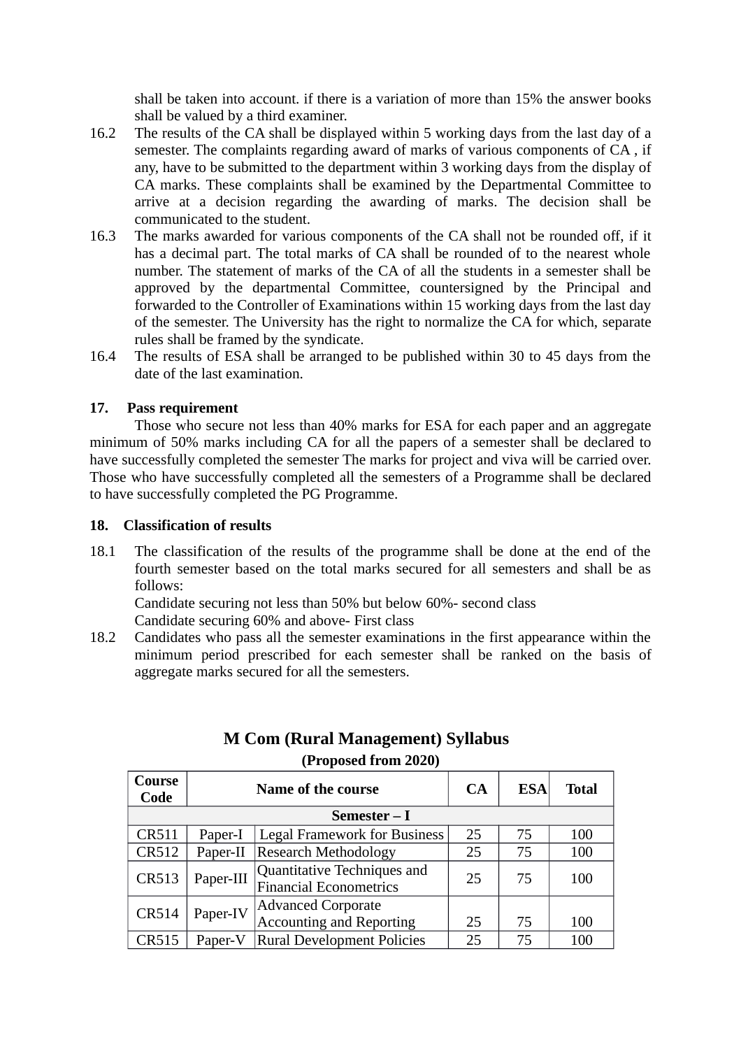shall be taken into account. if there is a variation of more than 15% the answer books shall be valued by a third examiner.

16.2 The results of the CA shall be displayed within 5 working days from the last day of a semester. The complaints regarding award of marks of various components of CA , if any, have to be submitted to the department within 3 working days from the display of CA marks. These complaints shall be examined by the Departmental Committee to arrive at a decision regarding the awarding of marks. The decision shall be communicated to the student.

16.3 The marks awarded for various components of the CA shall not be rounded off, if it has a decimal part. The total marks of CA shall be rounded of to the nearest whole number. The statement of marks of the CA of all the students in a semester shall be approved by the departmental Committee, countersigned by the Principal and forwarded to the Controller of Examinations within 15 working days from the last day of the semester. The University has the right to normalize the CA for which, separate rules shall be framed by the syndicate.

16.4 The results of ESA shall be arranged to be published within 30 to 45 days from the date of the last examination.

**17. Pass requirement**

Those who secure not less than 40% marks for ESA for each paper and an aggregate minimum of 50% marks including CA for all the papers of a semester shall be declared to have successfully completed the semester The marks for project and viva will be carried over. Those who have successfully completed all the semesters of a Programme shall be declared to have successfully completed the PG Programme.

**18. Classification of results**

18.1 The classification of the results of the programme shall be done at the end of the fourth semester based on the total marks secured for all semesters and shall be as follows:
Candidate securing not less than 50% but below 60%- second class
Candidate securing 60% and above- First class

18.2 Candidates who pass all the semester examinations in the first appearance within the minimum period prescribed for each semester shall be ranked on the basis of aggregate marks secured for all the semesters.

## M Com (Rural Management) Syllabus

**(Proposed from 2020)**

| Course Code | Name of the course | | CA | ESA | Total |
|---|---|---|---|---|---|
| **Semester – I** | | | | | |
| CR511 | Paper-I | Legal Framework for Business | 25 | 75 | 100 |
| CR512 | Paper-II | Research Methodology | 25 | 75 | 100 |
| CR513 | Paper-III | Quantitative Techniques and Financial Econometrics | 25 | 75 | 100 |
| CR514 | Paper-IV | Advanced Corporate Accounting and Reporting | 25 | 75 | 100 |
| CR515 | Paper-V | Rural Development Policies | 25 | 75 | 100 |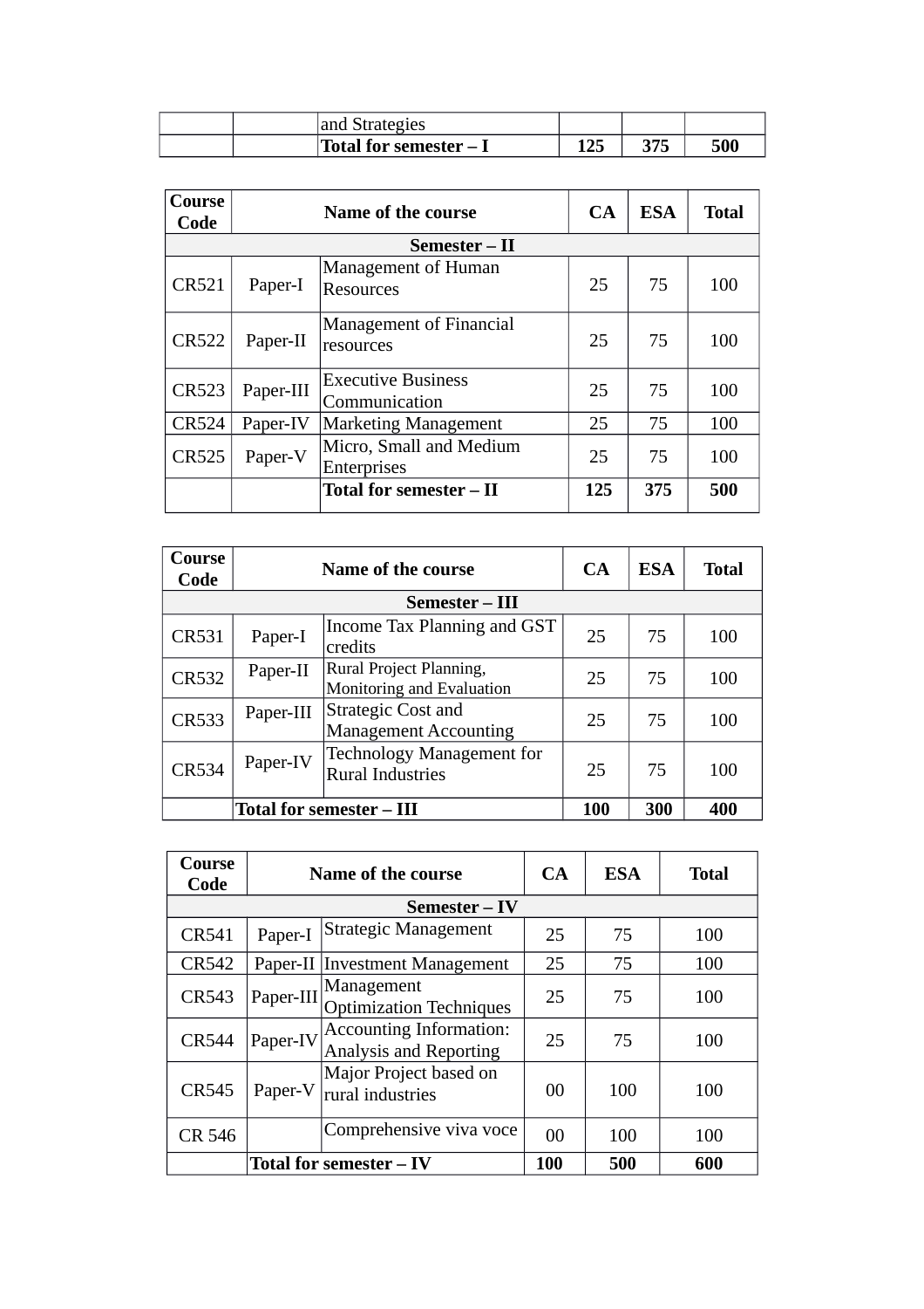| | | and Strategies | | | |
|---|---|---|---|---|---|
| | | **Total for semester – I** | **125** | **375** | **500** |

| Course Code | Name of the course | | CA | ESA | Total |
|---|---|---|---|---|---|
| **Semester – II** | | | | | |
| CR521 | Paper-I | Management of Human Resources | 25 | 75 | 100 |
| CR522 | Paper-II | Management of Financial resources | 25 | 75 | 100 |
| CR523 | Paper-III | Executive Business Communication | 25 | 75 | 100 |
| CR524 | Paper-IV | Marketing Management | 25 | 75 | 100 |
| CR525 | Paper-V | Micro, Small and Medium Enterprises | 25 | 75 | 100 |
| | | **Total for semester – II** | **125** | **375** | **500** |

| Course Code | Name of the course | | CA | ESA | Total |
|---|---|---|---|---|---|
| **Semester – III** | | | | | |
| CR531 | Paper-I | Income Tax Planning and GST credits | 25 | 75 | 100 |
| CR532 | Paper-II | Rural Project Planning, Monitoring and Evaluation | 25 | 75 | 100 |
| CR533 | Paper-III | Strategic Cost and Management Accounting | 25 | 75 | 100 |
| CR534 | Paper-IV | Technology Management for Rural Industries | 25 | 75 | 100 |
| | **Total for semester – III** | | **100** | **300** | **400** |

| Course Code | Name of the course | | CA | ESA | Total |
|---|---|---|---|---|---|
| **Semester – IV** | | | | | |
| CR541 | Paper-I | Strategic Management | 25 | 75 | 100 |
| CR542 | Paper-II | Investment Management | 25 | 75 | 100 |
| CR543 | Paper-III | Management Optimization Techniques | 25 | 75 | 100 |
| CR544 | Paper-IV | Accounting Information: Analysis and Reporting | 25 | 75 | 100 |
| CR545 | Paper-V | Major Project based on rural industries | 00 | 100 | 100 |
| CR 546 | | Comprehensive viva voce | 00 | 100 | 100 |
| | **Total for semester – IV** | | **100** | **500** | **600** |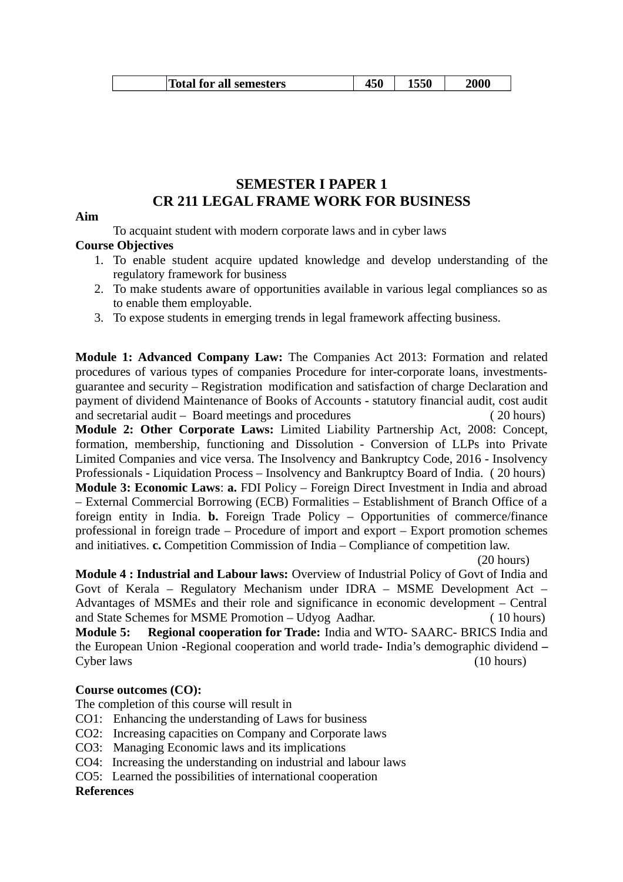|  | Total for all semesters | 450 | 1550 | 2000 |
|---|---|---|---|---|

## SEMESTER I PAPER 1
## CR 211 LEGAL FRAME WORK FOR BUSINESS

**Aim**

To acquaint student with modern corporate laws and in cyber laws

**Course Objectives**

1. To enable student acquire updated knowledge and develop understanding of the regulatory framework for business
2. To make students aware of opportunities available in various legal compliances so as to enable them employable.
3. To expose students in emerging trends in legal framework affecting business.

**Module 1: Advanced Company Law:** The Companies Act 2013: Formation and related procedures of various types of companies Procedure for inter-corporate loans, investments-guarantee and security – Registration modification and satisfaction of charge Declaration and payment of dividend Maintenance of Books of Accounts - statutory financial audit, cost audit and secretarial audit – Board meetings and procedures ( 20 hours)

**Module 2: Other Corporate Laws:** Limited Liability Partnership Act, 2008: Concept, formation, membership, functioning and Dissolution - Conversion of LLPs into Private Limited Companies and vice versa. The Insolvency and Bankruptcy Code, 2016 - Insolvency Professionals - Liquidation Process – Insolvency and Bankruptcy Board of India. ( 20 hours)

**Module 3: Economic Laws**: **a.** FDI Policy – Foreign Direct Investment in India and abroad – External Commercial Borrowing (ECB) Formalities – Establishment of Branch Office of a foreign entity in India. **b.** Foreign Trade Policy – Opportunities of commerce/finance professional in foreign trade – Procedure of import and export – Export promotion schemes and initiatives. **c.** Competition Commission of India – Compliance of competition law. (20 hours)

**Module 4 : Industrial and Labour laws:** Overview of Industrial Policy of Govt of India and Govt of Kerala – Regulatory Mechanism under IDRA – MSME Development Act – Advantages of MSMEs and their role and significance in economic development – Central and State Schemes for MSME Promotion – Udyog Aadhar. ( 10 hours)

**Module 5: Regional cooperation for Trade:** India and WTO- SAARC- BRICS India and the European Union **-**Regional cooperation and world trade**-** India's demographic dividend **–** Cyber laws (10 hours)

**Course outcomes (CO):**

The completion of this course will result in

CO1: Enhancing the understanding of Laws for business

CO2: Increasing capacities on Company and Corporate laws

CO3: Managing Economic laws and its implications

CO4: Increasing the understanding on industrial and labour laws

CO5: Learned the possibilities of international cooperation

**References**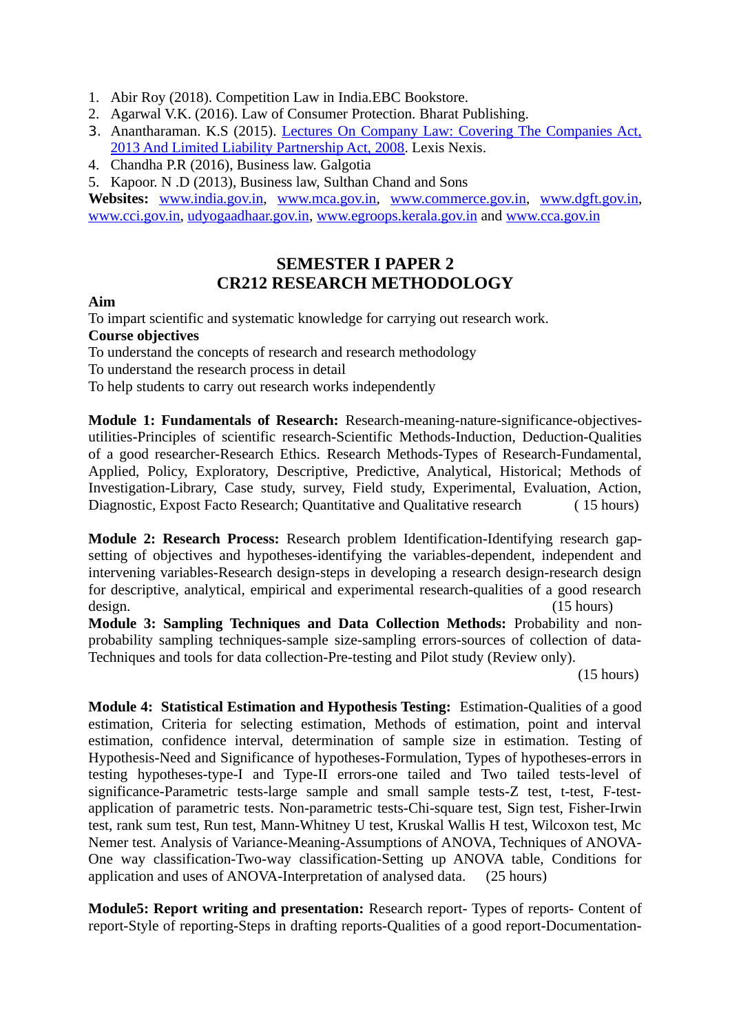1. Abir Roy (2018). Competition Law in India.EBC Bookstore.
2. Agarwal V.K. (2016). Law of Consumer Protection. Bharat Publishing.
3. Anantharaman. K.S (2015). Lectures On Company Law: Covering The Companies Act, 2013 And Limited Liability Partnership Act, 2008. Lexis Nexis.
4. Chandha P.R (2016), Business law. Galgotia
5. Kapoor. N .D (2013), Business law, Sulthan Chand and Sons

**Websites:** www.india.gov.in, www.mca.gov.in, www.commerce.gov.in, www.dgft.gov.in, www.cci.gov.in, udyogaadhaar.gov.in, www.egroops.kerala.gov.in and www.cca.gov.in

## SEMESTER I PAPER 2
## CR212 RESEARCH METHODOLOGY

**Aim**

To impart scientific and systematic knowledge for carrying out research work.

**Course objectives**

To understand the concepts of research and research methodology
To understand the research process in detail
To help students to carry out research works independently

**Module 1: Fundamentals of Research:** Research-meaning-nature-significance-objectives-utilities-Principles of scientific research-Scientific Methods-Induction, Deduction-Qualities of a good researcher-Research Ethics. Research Methods-Types of Research-Fundamental, Applied, Policy, Exploratory, Descriptive, Predictive, Analytical, Historical; Methods of Investigation-Library, Case study, survey, Field study, Experimental, Evaluation, Action, Diagnostic, Expost Facto Research; Quantitative and Qualitative research ( 15 hours)

**Module 2: Research Process:** Research problem Identification-Identifying research gap-setting of objectives and hypotheses-identifying the variables-dependent, independent and intervening variables-Research design-steps in developing a research design-research design for descriptive, analytical, empirical and experimental research-qualities of a good research design. (15 hours)

**Module 3: Sampling Techniques and Data Collection Methods:** Probability and non-probability sampling techniques-sample size-sampling errors-sources of collection of data-Techniques and tools for data collection-Pre-testing and Pilot study (Review only). (15 hours)

**Module 4: Statistical Estimation and Hypothesis Testing:** Estimation-Qualities of a good estimation, Criteria for selecting estimation, Methods of estimation, point and interval estimation, confidence interval, determination of sample size in estimation. Testing of Hypothesis-Need and Significance of hypotheses-Formulation, Types of hypotheses-errors in testing hypotheses-type-I and Type-II errors-one tailed and Two tailed tests-level of significance-Parametric tests-large sample and small sample tests-Z test, t-test, F-test-application of parametric tests. Non-parametric tests-Chi-square test, Sign test, Fisher-Irwin test, rank sum test, Run test, Mann-Whitney U test, Kruskal Wallis H test, Wilcoxon test, Mc Nemer test. Analysis of Variance-Meaning-Assumptions of ANOVA, Techniques of ANOVA-One way classification-Two-way classification-Setting up ANOVA table, Conditions for application and uses of ANOVA-Interpretation of analysed data. (25 hours)

**Module5: Report writing and presentation:** Research report- Types of reports- Content of report-Style of reporting-Steps in drafting reports-Qualities of a good report-Documentation-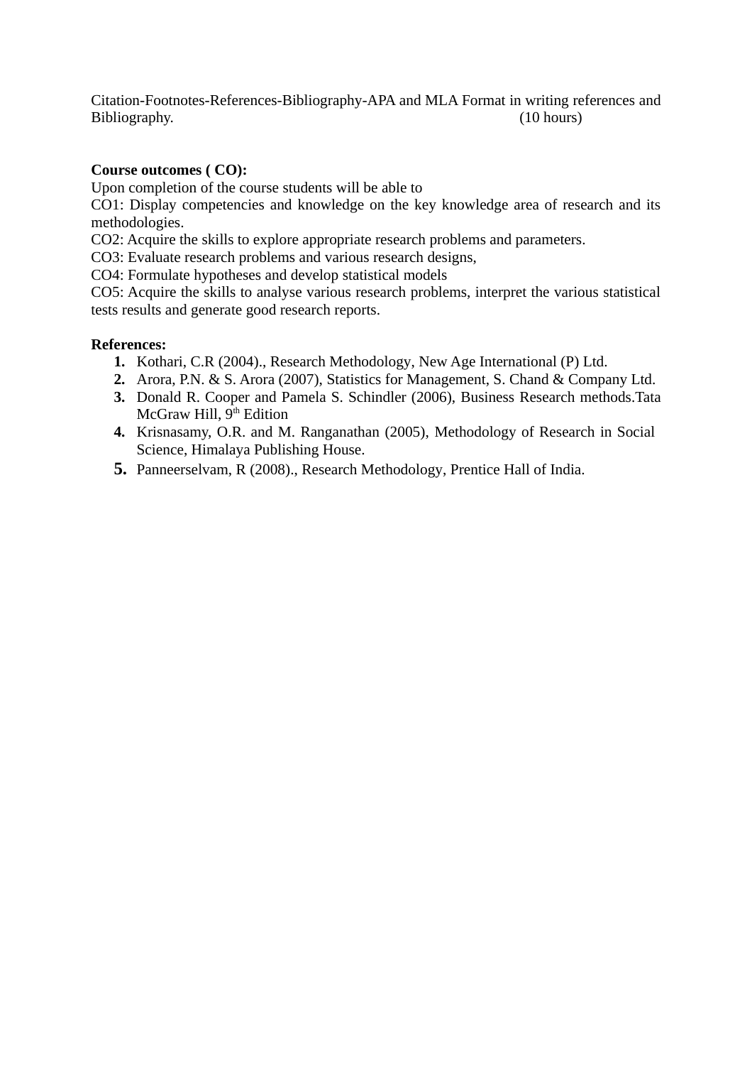Citation-Footnotes-References-Bibliography-APA and MLA Format in writing references and Bibliography. (10 hours)

**Course outcomes ( CO):**

Upon completion of the course students will be able to

CO1: Display competencies and knowledge on the key knowledge area of research and its methodologies.

CO2: Acquire the skills to explore appropriate research problems and parameters.

CO3: Evaluate research problems and various research designs,

CO4: Formulate hypotheses and develop statistical models

CO5: Acquire the skills to analyse various research problems, interpret the various statistical tests results and generate good research reports.

**References:**

1. Kothari, C.R (2004)., Research Methodology, New Age International (P) Ltd.
2. Arora, P.N. & S. Arora (2007), Statistics for Management, S. Chand & Company Ltd.
3. Donald R. Cooper and Pamela S. Schindler (2006), Business Research methods.Tata McGraw Hill, 9th Edition
4. Krisnasamy, O.R. and M. Ranganathan (2005), Methodology of Research in Social Science, Himalaya Publishing House.
5. Panneerselvam, R (2008)., Research Methodology, Prentice Hall of India.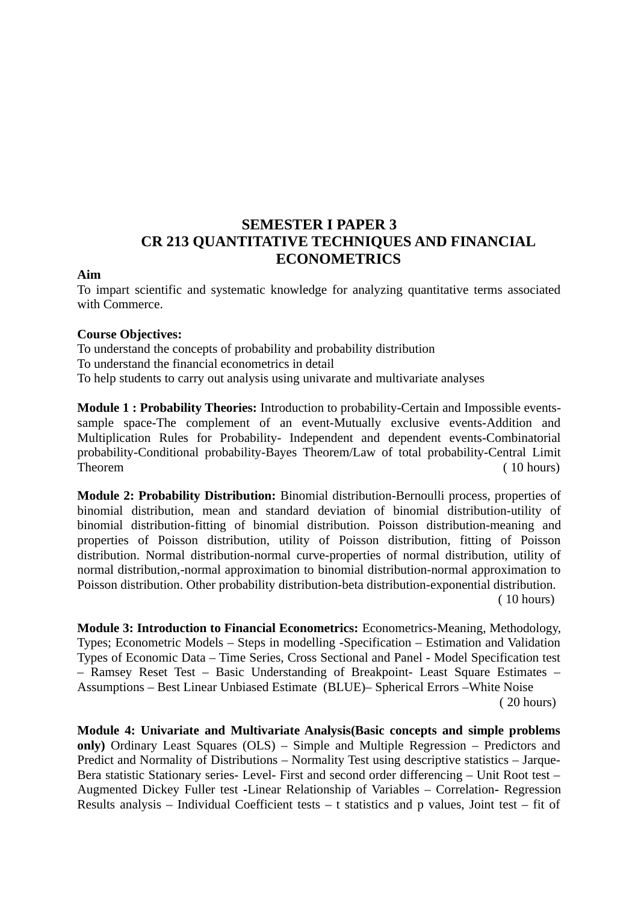## SEMESTER I PAPER 3
## CR 213 QUANTITATIVE TECHNIQUES AND FINANCIAL ECONOMETRICS

**Aim**

To impart scientific and systematic knowledge for analyzing quantitative terms associated with Commerce.

**Course Objectives:**

To understand the concepts of probability and probability distribution
To understand the financial econometrics in detail
To help students to carry out analysis using univarate and multivariate analyses

**Module 1 : Probability Theories:** Introduction to probability-Certain and Impossible events-sample space-The complement of an event-Mutually exclusive events-Addition and Multiplication Rules for Probability- Independent and dependent events-Combinatorial probability-Conditional probability-Bayes Theorem/Law of total probability-Central Limit Theorem ( 10 hours)

**Module 2: Probability Distribution:** Binomial distribution-Bernoulli process, properties of binomial distribution, mean and standard deviation of binomial distribution-utility of binomial distribution-fitting of binomial distribution. Poisson distribution-meaning and properties of Poisson distribution, utility of Poisson distribution, fitting of Poisson distribution. Normal distribution-normal curve-properties of normal distribution, utility of normal distribution,-normal approximation to binomial distribution-normal approximation to Poisson distribution. Other probability distribution-beta distribution-exponential distribution. ( 10 hours)

**Module 3: Introduction to Financial Econometrics:** Econometrics-Meaning, Methodology, Types; Econometric Models – Steps in modelling -Specification – Estimation and Validation Types of Economic Data – Time Series, Cross Sectional and Panel - Model Specification test – Ramsey Reset Test – Basic Understanding of Breakpoint- Least Square Estimates – Assumptions – Best Linear Unbiased Estimate (BLUE)– Spherical Errors –White Noise ( 20 hours)

**Module 4: Univariate and Multivariate Analysis(Basic concepts and simple problems only)** Ordinary Least Squares (OLS) – Simple and Multiple Regression – Predictors and Predict and Normality of Distributions – Normality Test using descriptive statistics – Jarque-Bera statistic Stationary series- Level- First and second order differencing – Unit Root test – Augmented Dickey Fuller test -Linear Relationship of Variables – Correlation- Regression Results analysis – Individual Coefficient tests – t statistics and p values, Joint test – fit of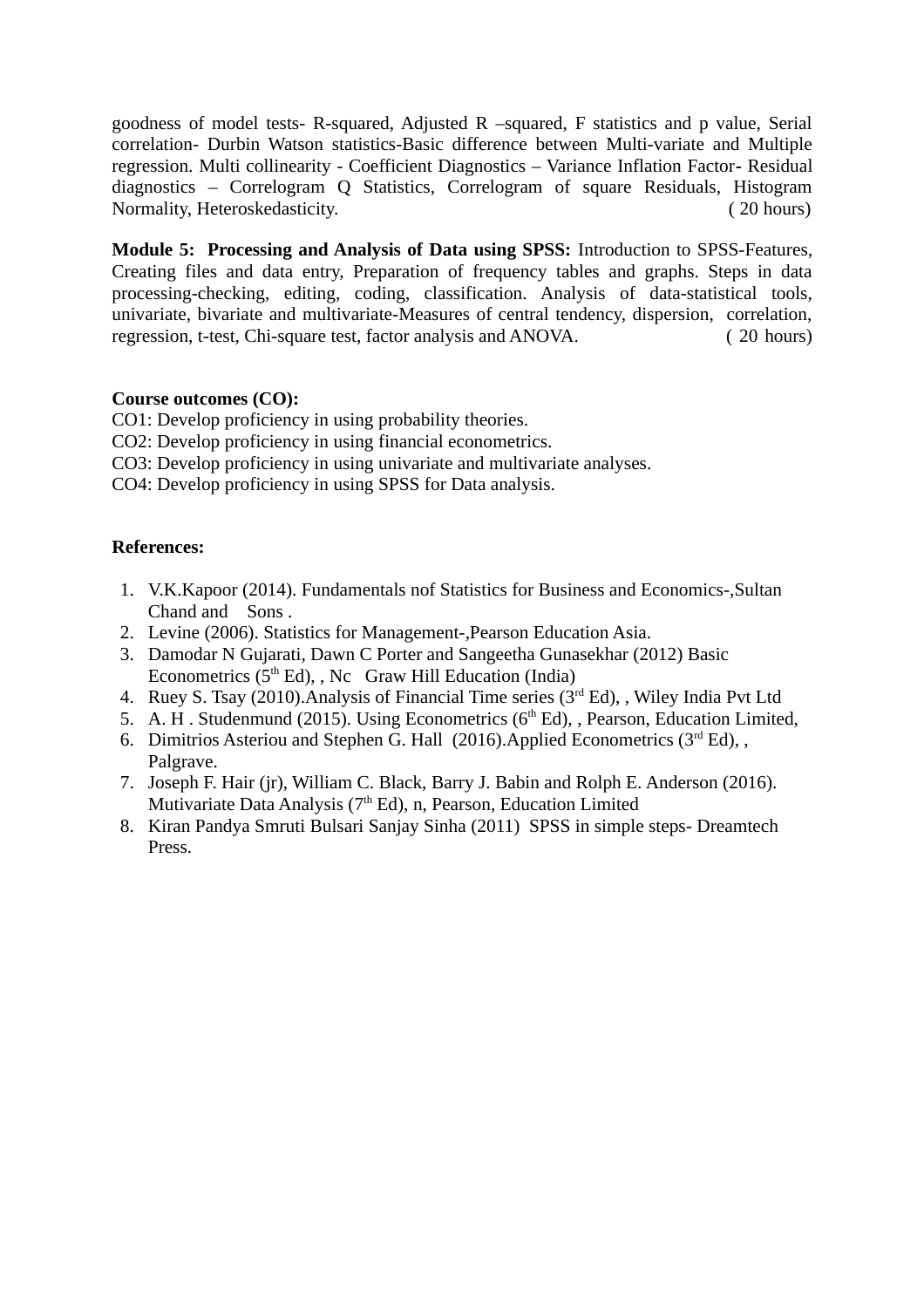goodness of model tests- R-squared, Adjusted R –squared, F statistics and p value, Serial correlation- Durbin Watson statistics-Basic difference between Multi-variate and Multiple regression. Multi collinearity - Coefficient Diagnostics – Variance Inflation Factor- Residual diagnostics – Correlogram Q Statistics, Correlogram of square Residuals, Histogram Normality, Heteroskedasticity. ( 20 hours)

**Module 5: Processing and Analysis of Data using SPSS:** Introduction to SPSS-Features, Creating files and data entry, Preparation of frequency tables and graphs. Steps in data processing-checking, editing, coding, classification. Analysis of data-statistical tools, univariate, bivariate and multivariate-Measures of central tendency, dispersion, correlation, regression, t-test, Chi-square test, factor analysis and ANOVA. ( 20 hours)

**Course outcomes (CO):**

CO1: Develop proficiency in using probability theories.
CO2: Develop proficiency in using financial econometrics.
CO3: Develop proficiency in using univariate and multivariate analyses.
CO4: Develop proficiency in using SPSS for Data analysis.

**References:**

1. V.K.Kapoor (2014). Fundamentals nof Statistics for Business and Economics-,Sultan Chand and Sons .
2. Levine (2006). Statistics for Management-,Pearson Education Asia.
3. Damodar N Gujarati, Dawn C Porter and Sangeetha Gunasekhar (2012) Basic Econometrics (5th Ed), , Nc Graw Hill Education (India)
4. Ruey S. Tsay (2010).Analysis of Financial Time series (3rd Ed), , Wiley India Pvt Ltd
5. A. H . Studenmund (2015). Using Econometrics (6th Ed), , Pearson, Education Limited,
6. Dimitrios Asteriou and Stephen G. Hall (2016).Applied Econometrics (3rd Ed), , Palgrave.
7. Joseph F. Hair (jr), William C. Black, Barry J. Babin and Rolph E. Anderson (2016). Mutivariate Data Analysis (7th Ed), n, Pearson, Education Limited
8. Kiran Pandya Smruti Bulsari Sanjay Sinha (2011) SPSS in simple steps- Dreamtech Press.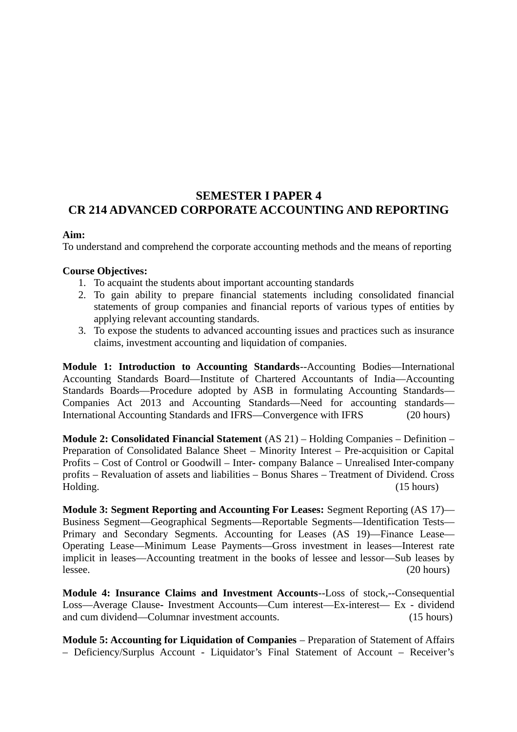## SEMESTER I PAPER 4
## CR 214 ADVANCED CORPORATE ACCOUNTING AND REPORTING

**Aim:**
To understand and comprehend the corporate accounting methods and the means of reporting

**Course Objectives:**
1. To acquaint the students about important accounting standards
2. To gain ability to prepare financial statements including consolidated financial statements of group companies and financial reports of various types of entities by applying relevant accounting standards.
3. To expose the students to advanced accounting issues and practices such as insurance claims, investment accounting and liquidation of companies.

**Module 1: Introduction to Accounting Standards**--Accounting Bodies—International Accounting Standards Board—Institute of Chartered Accountants of India—Accounting Standards Boards—Procedure adopted by ASB in formulating Accounting Standards—Companies Act 2013 and Accounting Standards—Need for accounting standards—International Accounting Standards and IFRS—Convergence with IFRS (20 hours)

**Module 2: Consolidated Financial Statement** (AS 21) – Holding Companies – Definition – Preparation of Consolidated Balance Sheet – Minority Interest – Pre-acquisition or Capital Profits – Cost of Control or Goodwill – Inter- company Balance – Unrealised Inter-company profits – Revaluation of assets and liabilities – Bonus Shares – Treatment of Dividend. Cross Holding. (15 hours)

**Module 3: Segment Reporting and Accounting For Leases:** Segment Reporting (AS 17)—Business Segment—Geographical Segments—Reportable Segments—Identification Tests—Primary and Secondary Segments. Accounting for Leases (AS 19)—Finance Lease—Operating Lease—Minimum Lease Payments—Gross investment in leases—Interest rate implicit in leases—Accounting treatment in the books of lessee and lessor—Sub leases by lessee. (20 hours)

**Module 4: Insurance Claims and Investment Accounts**--Loss of stock,--Consequential Loss—Average Clause- Investment Accounts—Cum interest—Ex-interest— Ex - dividend and cum dividend—Columnar investment accounts. (15 hours)

**Module 5: Accounting for Liquidation of Companies** – Preparation of Statement of Affairs – Deficiency/Surplus Account - Liquidator's Final Statement of Account – Receiver's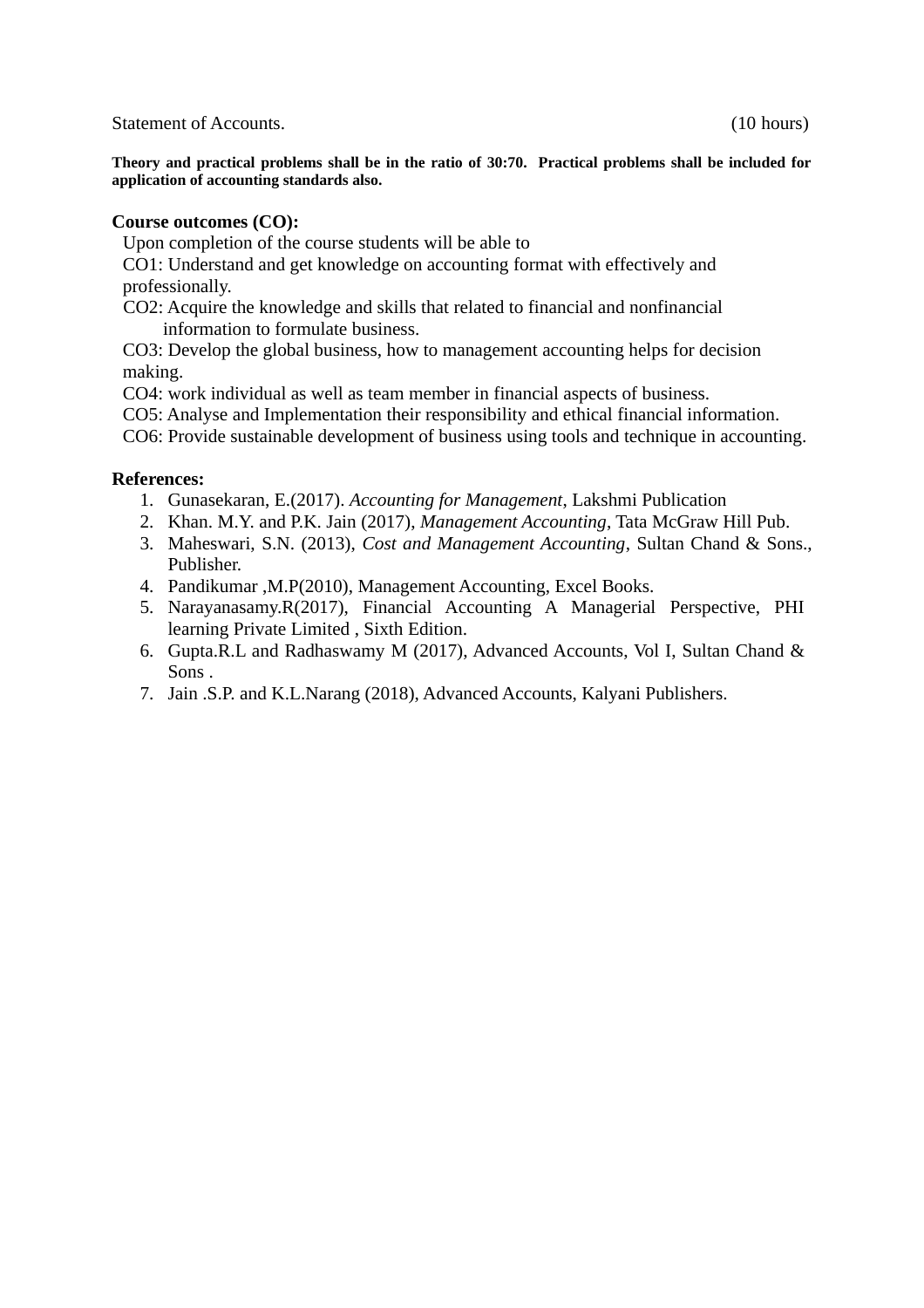Statement of Accounts. (10 hours)

**Theory and practical problems shall be in the ratio of 30:70. Practical problems shall be included for application of accounting standards also.**

**Course outcomes (CO):**

Upon completion of the course students will be able to

CO1: Understand and get knowledge on accounting format with effectively and professionally.

CO2: Acquire the knowledge and skills that related to financial and nonfinancial information to formulate business.

CO3: Develop the global business, how to management accounting helps for decision making.

CO4: work individual as well as team member in financial aspects of business.

CO5: Analyse and Implementation their responsibility and ethical financial information.

CO6: Provide sustainable development of business using tools and technique in accounting.

**References:**

1. Gunasekaran, E.(2017). *Accounting for Management*, Lakshmi Publication
2. Khan. M.Y. and P.K. Jain (2017), *Management Accounting*, Tata McGraw Hill Pub.
3. Maheswari, S.N. (2013), *Cost and Management Accounting*, Sultan Chand & Sons., Publisher.
4. Pandikumar ,M.P(2010), Management Accounting, Excel Books.
5. Narayanasamy.R(2017), Financial Accounting A Managerial Perspective, PHI learning Private Limited , Sixth Edition.
6. Gupta.R.L and Radhaswamy M (2017), Advanced Accounts, Vol I, Sultan Chand & Sons .
7. Jain .S.P. and K.L.Narang (2018), Advanced Accounts, Kalyani Publishers.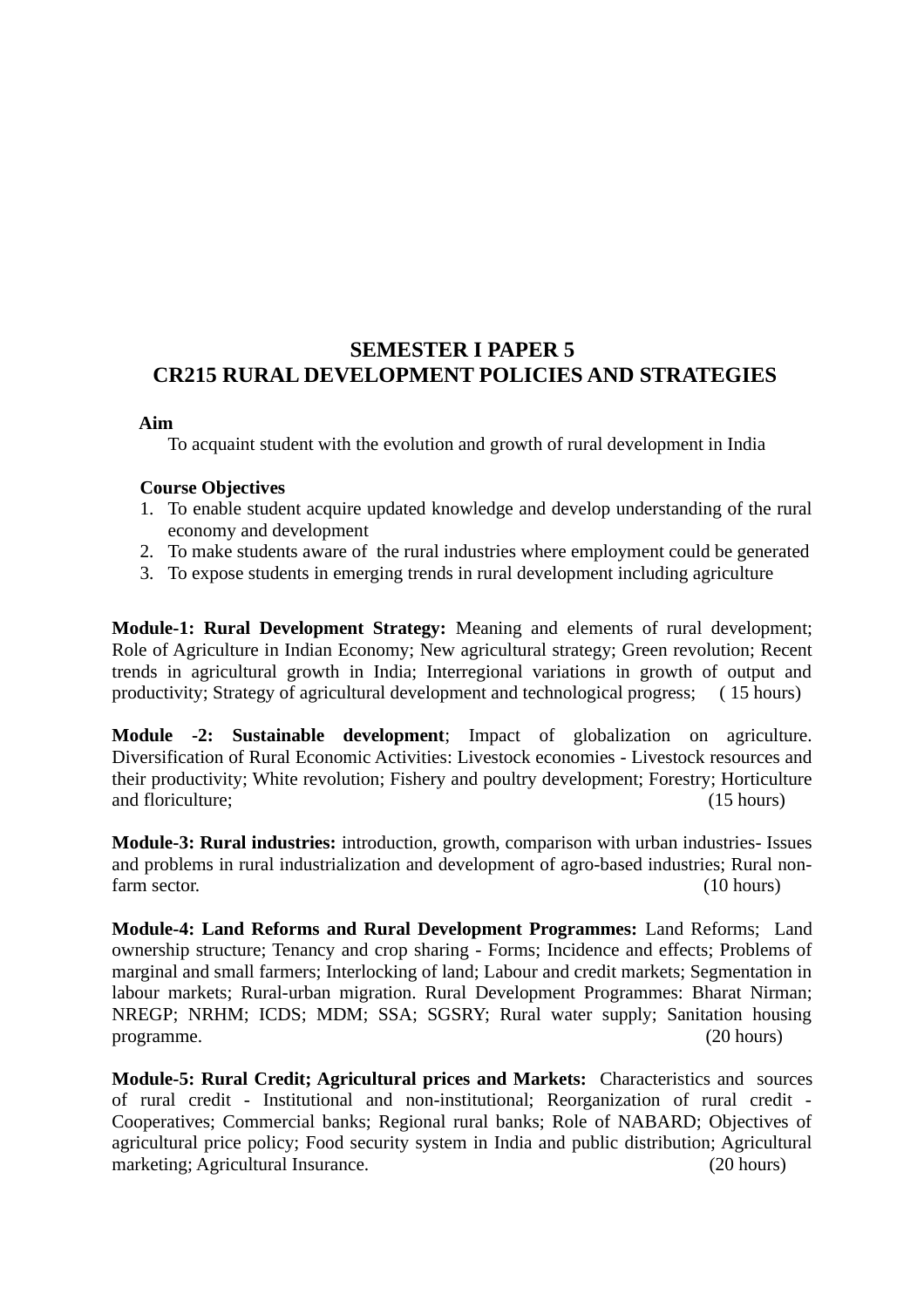## SEMESTER I PAPER 5
## CR215 RURAL DEVELOPMENT POLICIES AND STRATEGIES

**Aim**

To acquaint student with the evolution and growth of rural development in India

**Course Objectives**

1. To enable student acquire updated knowledge and develop understanding of the rural economy and development
2. To make students aware of the rural industries where employment could be generated
3. To expose students in emerging trends in rural development including agriculture

**Module-1: Rural Development Strategy:** Meaning and elements of rural development; Role of Agriculture in Indian Economy; New agricultural strategy; Green revolution; Recent trends in agricultural growth in India; Interregional variations in growth of output and productivity; Strategy of agricultural development and technological progress; ( 15 hours)

**Module -2: Sustainable development**; Impact of globalization on agriculture. Diversification of Rural Economic Activities: Livestock economies - Livestock resources and their productivity; White revolution; Fishery and poultry development; Forestry; Horticulture and floriculture; (15 hours)

**Module-3: Rural industries:** introduction, growth, comparison with urban industries- Issues and problems in rural industrialization and development of agro-based industries; Rural non-farm sector. (10 hours)

**Module-4: Land Reforms and Rural Development Programmes:** Land Reforms; Land ownership structure; Tenancy and crop sharing - Forms; Incidence and effects; Problems of marginal and small farmers; Interlocking of land; Labour and credit markets; Segmentation in labour markets; Rural-urban migration. Rural Development Programmes: Bharat Nirman; NREGP; NRHM; ICDS; MDM; SSA; SGSRY; Rural water supply; Sanitation housing programme. (20 hours)

**Module-5: Rural Credit; Agricultural prices and Markets:** Characteristics and sources of rural credit - Institutional and non-institutional; Reorganization of rural credit - Cooperatives; Commercial banks; Regional rural banks; Role of NABARD; Objectives of agricultural price policy; Food security system in India and public distribution; Agricultural marketing; Agricultural Insurance. (20 hours)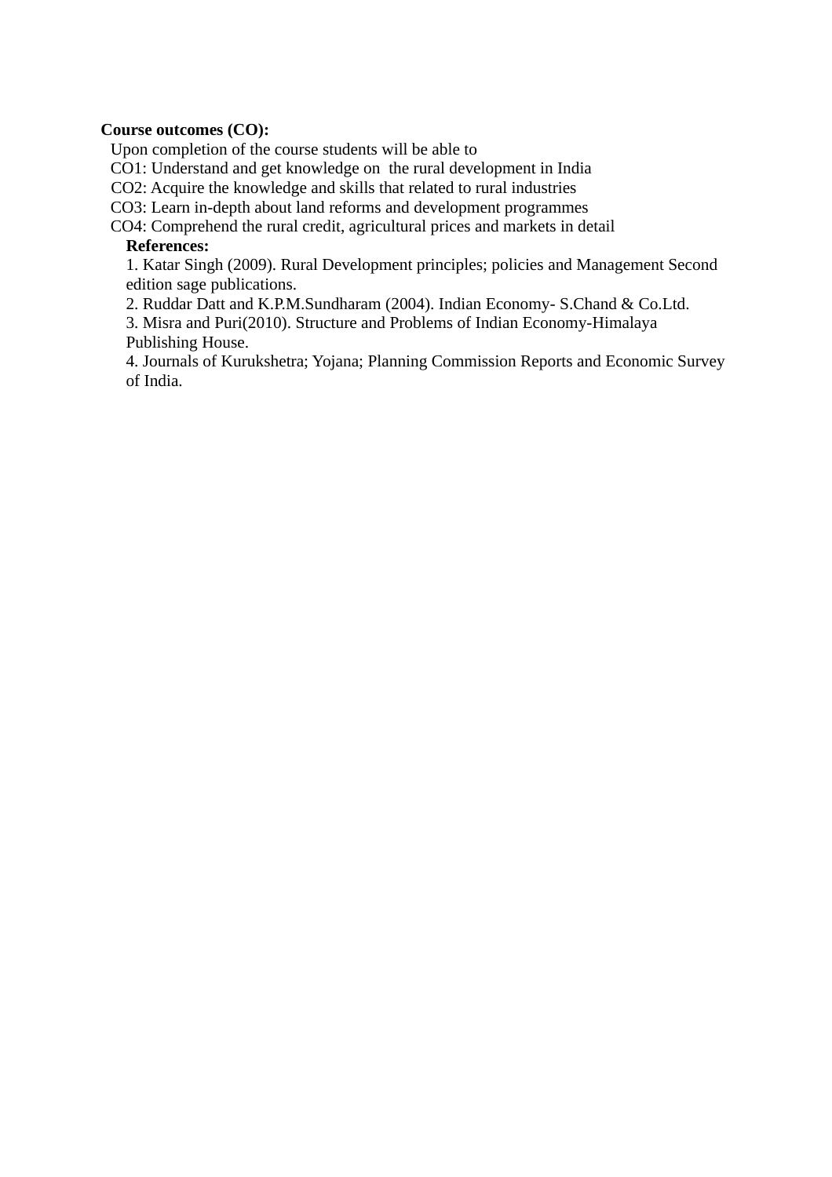**Course outcomes (CO):**

Upon completion of the course students will be able to

CO1: Understand and get knowledge on the rural development in India

CO2: Acquire the knowledge and skills that related to rural industries

CO3: Learn in-depth about land reforms and development programmes

CO4: Comprehend the rural credit, agricultural prices and markets in detail

**References:**

1. Katar Singh (2009). Rural Development principles; policies and Management Second edition sage publications.
2. Ruddar Datt and K.P.M.Sundharam (2004). Indian Economy- S.Chand & Co.Ltd.
3. Misra and Puri(2010). Structure and Problems of Indian Economy-Himalaya Publishing House.
4. Journals of Kurukshetra; Yojana; Planning Commission Reports and Economic Survey of India.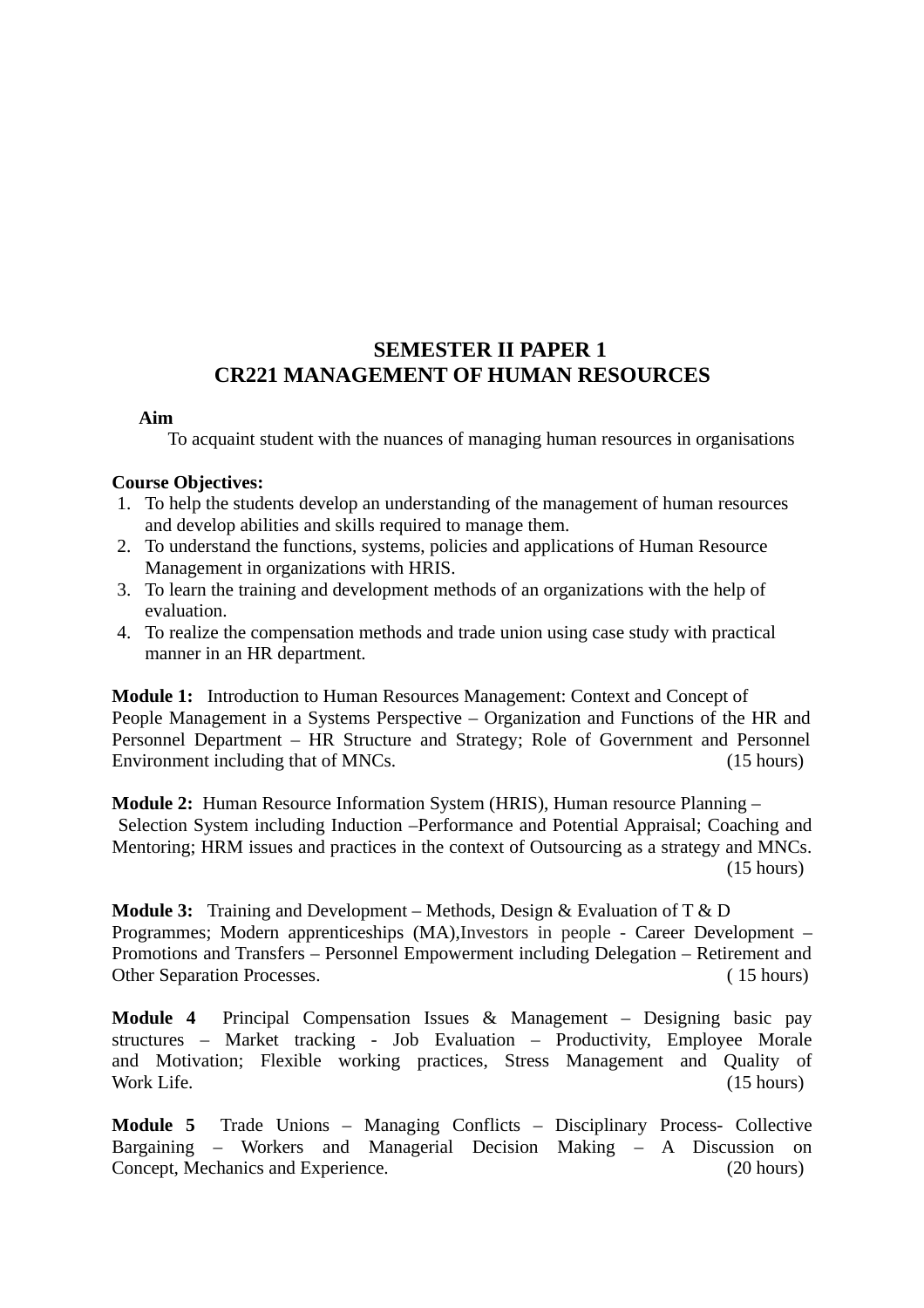## SEMESTER II PAPER 1
## CR221 MANAGEMENT OF HUMAN RESOURCES

**Aim**

To acquaint student with the nuances of managing human resources in organisations

**Course Objectives:**

1. To help the students develop an understanding of the management of human resources and develop abilities and skills required to manage them.
2. To understand the functions, systems, policies and applications of Human Resource Management in organizations with HRIS.
3. To learn the training and development methods of an organizations with the help of evaluation.
4. To realize the compensation methods and trade union using case study with practical manner in an HR department.

**Module 1:** Introduction to Human Resources Management: Context and Concept of People Management in a Systems Perspective – Organization and Functions of the HR and Personnel Department – HR Structure and Strategy; Role of Government and Personnel Environment including that of MNCs. (15 hours)

**Module 2:** Human Resource Information System (HRIS), Human resource Planning – Selection System including Induction –Performance and Potential Appraisal; Coaching and Mentoring; HRM issues and practices in the context of Outsourcing as a strategy and MNCs. (15 hours)

**Module 3:** Training and Development – Methods, Design & Evaluation of T & D Programmes; Modern apprenticeships (MA),Investors in people - Career Development – Promotions and Transfers – Personnel Empowerment including Delegation – Retirement and Other Separation Processes. ( 15 hours)

**Module 4** Principal Compensation Issues & Management – Designing basic pay structures – Market tracking - Job Evaluation – Productivity, Employee Morale and Motivation; Flexible working practices, Stress Management and Quality of Work Life. (15 hours)

**Module 5** Trade Unions – Managing Conflicts – Disciplinary Process- Collective Bargaining – Workers and Managerial Decision Making – A Discussion on Concept, Mechanics and Experience. (20 hours)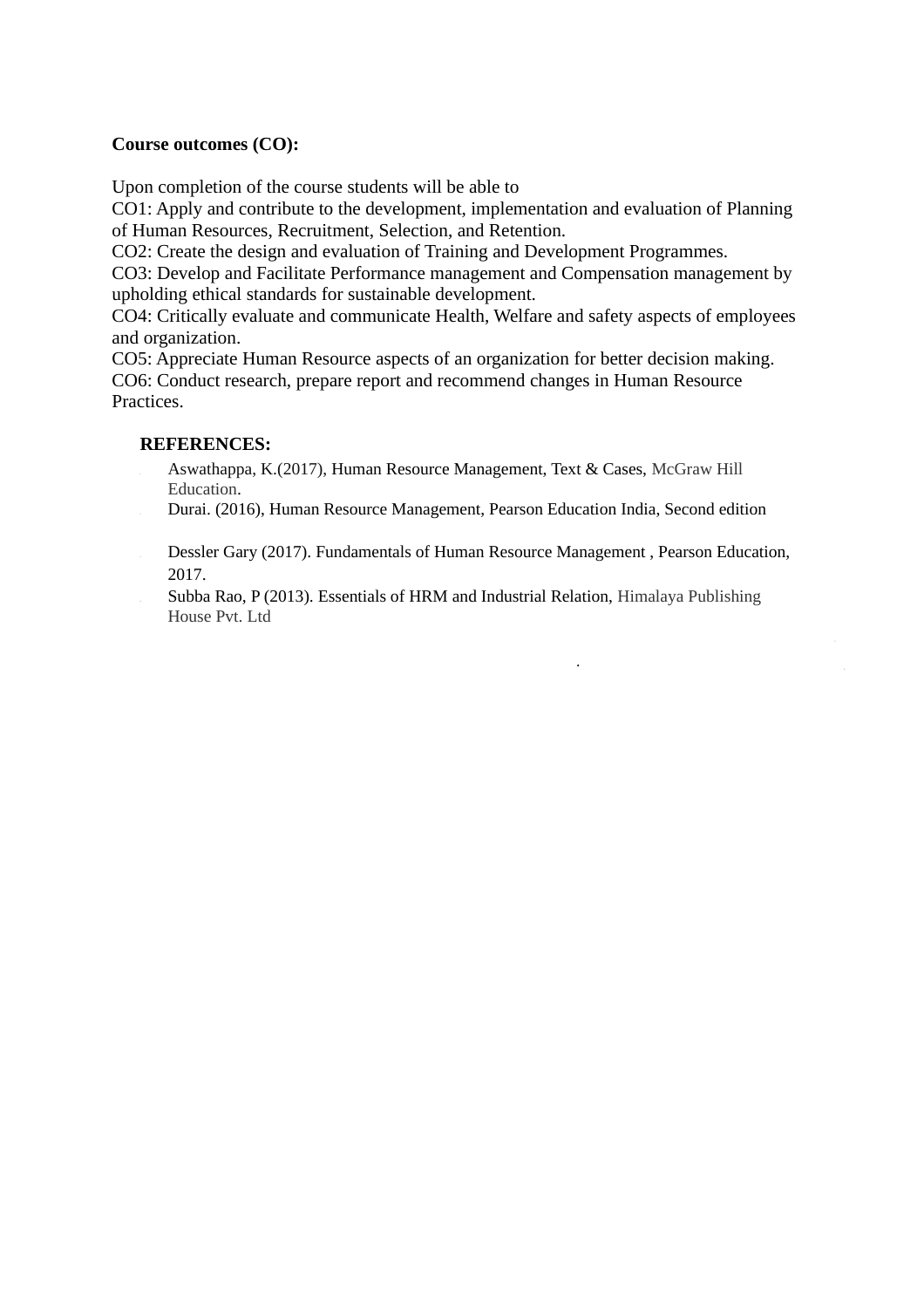**Course outcomes (CO):**

Upon completion of the course students will be able to
CO1: Apply and contribute to the development, implementation and evaluation of Planning of Human Resources, Recruitment, Selection, and Retention.
CO2: Create the design and evaluation of Training and Development Programmes.
CO3: Develop and Facilitate Performance management and Compensation management by upholding ethical standards for sustainable development.
CO4: Critically evaluate and communicate Health, Welfare and safety aspects of employees and organization.
CO5: Appreciate Human Resource aspects of an organization for better decision making.
CO6: Conduct research, prepare report and recommend changes in Human Resource Practices.

**REFERENCES:**

- Aswathappa, K.(2017), Human Resource Management, Text & Cases, McGraw Hill Education.
- Durai. (2016), Human Resource Management, Pearson Education India, Second edition
- Dessler Gary (2017). Fundamentals of Human Resource Management , Pearson Education, 2017.
- Subba Rao, P (2013). Essentials of HRM and Industrial Relation, Himalaya Publishing House Pvt. Ltd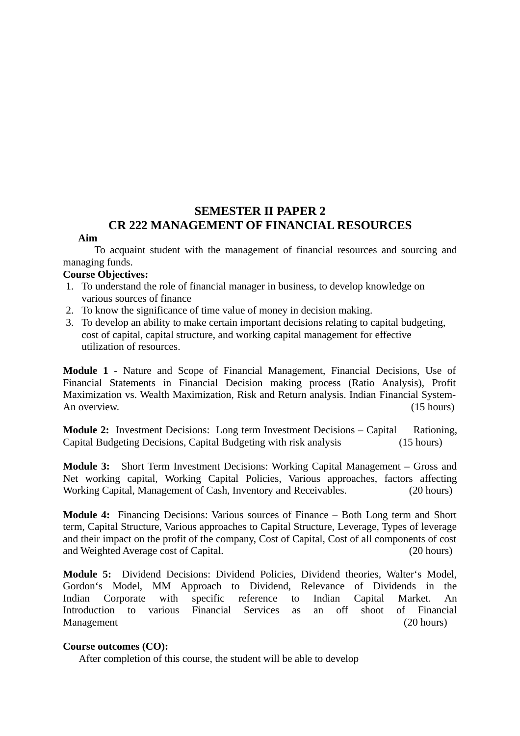## SEMESTER II PAPER 2
## CR 222 MANAGEMENT OF FINANCIAL RESOURCES

**Aim**

To acquaint student with the management of financial resources and sourcing and managing funds.

**Course Objectives:**

1. To understand the role of financial manager in business, to develop knowledge on various sources of finance
2. To know the significance of time value of money in decision making.
3. To develop an ability to make certain important decisions relating to capital budgeting, cost of capital, capital structure, and working capital management for effective utilization of resources.

**Module 1** - Nature and Scope of Financial Management, Financial Decisions, Use of Financial Statements in Financial Decision making process (Ratio Analysis), Profit Maximization vs. Wealth Maximization, Risk and Return analysis. Indian Financial System- An overview. (15 hours)

**Module 2:** Investment Decisions: Long term Investment Decisions – Capital Rationing, Capital Budgeting Decisions, Capital Budgeting with risk analysis (15 hours)

**Module 3:** Short Term Investment Decisions: Working Capital Management – Gross and Net working capital, Working Capital Policies, Various approaches, factors affecting Working Capital, Management of Cash, Inventory and Receivables. (20 hours)

**Module 4:** Financing Decisions: Various sources of Finance – Both Long term and Short term, Capital Structure, Various approaches to Capital Structure, Leverage, Types of leverage and their impact on the profit of the company, Cost of Capital, Cost of all components of cost and Weighted Average cost of Capital. (20 hours)

**Module 5:** Dividend Decisions: Dividend Policies, Dividend theories, Walter's Model, Gordon's Model, MM Approach to Dividend, Relevance of Dividends in the Indian Corporate with specific reference to Indian Capital Market. An Introduction to various Financial Services as an off shoot of Financial Management (20 hours)

**Course outcomes (CO):**

After completion of this course, the student will be able to develop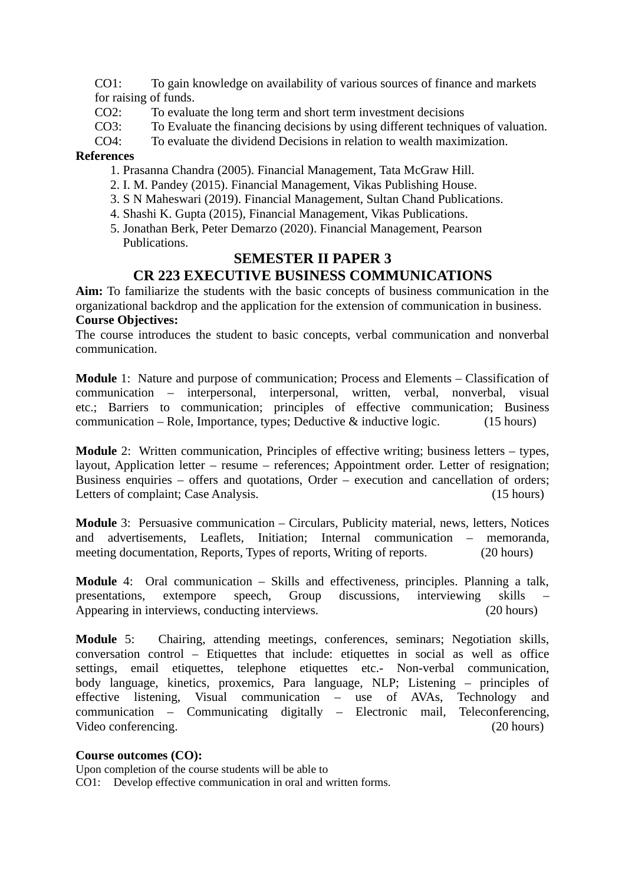CO1: To gain knowledge on availability of various sources of finance and markets for raising of funds.

CO2: To evaluate the long term and short term investment decisions

CO3: To Evaluate the financing decisions by using different techniques of valuation.

CO4: To evaluate the dividend Decisions in relation to wealth maximization.

**References**

1. Prasanna Chandra (2005). Financial Management, Tata McGraw Hill.
2. I. M. Pandey (2015). Financial Management, Vikas Publishing House.
3. S N Maheswari (2019). Financial Management, Sultan Chand Publications.
4. Shashi K. Gupta (2015), Financial Management, Vikas Publications.
5. Jonathan Berk, Peter Demarzo (2020). Financial Management, Pearson Publications.

## SEMESTER II PAPER 3

## CR 223 EXECUTIVE BUSINESS COMMUNICATIONS

**Aim:** To familiarize the students with the basic concepts of business communication in the organizational backdrop and the application for the extension of communication in business.

**Course Objectives:**

The course introduces the student to basic concepts, verbal communication and nonverbal communication.

**Module** 1: Nature and purpose of communication; Process and Elements – Classification of communication – interpersonal, interpersonal, written, verbal, nonverbal, visual etc.; Barriers to communication; principles of effective communication; Business communication – Role, Importance, types; Deductive & inductive logic. (15 hours)

**Module** 2: Written communication, Principles of effective writing; business letters – types, layout, Application letter – resume – references; Appointment order. Letter of resignation; Business enquiries – offers and quotations, Order – execution and cancellation of orders; Letters of complaint; Case Analysis. (15 hours)

**Module** 3: Persuasive communication – Circulars, Publicity material, news, letters, Notices and advertisements, Leaflets, Initiation; Internal communication – memoranda, meeting documentation, Reports, Types of reports, Writing of reports. (20 hours)

**Module** 4: Oral communication – Skills and effectiveness, principles. Planning a talk, presentations, extempore speech, Group discussions, interviewing skills – Appearing in interviews, conducting interviews. (20 hours)

**Module** 5: Chairing, attending meetings, conferences, seminars; Negotiation skills, conversation control – Etiquettes that include: etiquettes in social as well as office settings, email etiquettes, telephone etiquettes etc.- Non-verbal communication, body language, kinetics, proxemics, Para language, NLP; Listening – principles of effective listening, Visual communication – use of AVAs, Technology and communication – Communicating digitally – Electronic mail, Teleconferencing, Video conferencing. (20 hours)

**Course outcomes (CO):**

Upon completion of the course students will be able to

CO1: Develop effective communication in oral and written forms.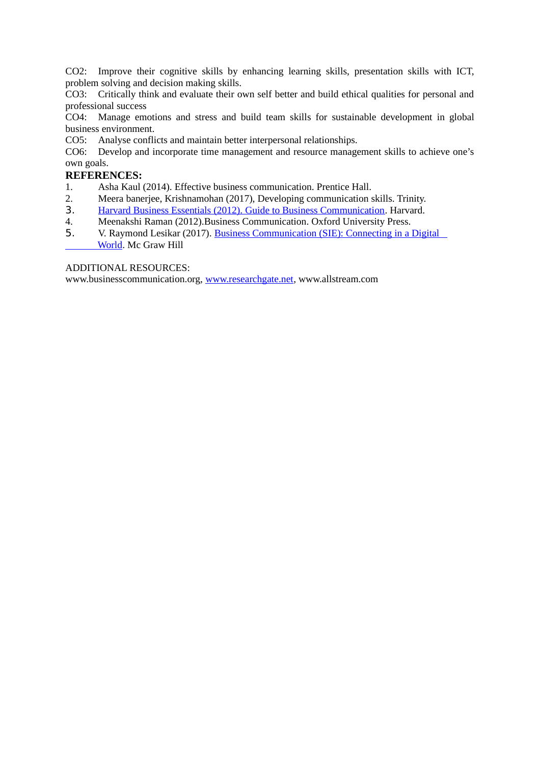CO2: Improve their cognitive skills by enhancing learning skills, presentation skills with ICT, problem solving and decision making skills.

CO3: Critically think and evaluate their own self better and build ethical qualities for personal and professional success

CO4: Manage emotions and stress and build team skills for sustainable development in global business environment.

CO5: Analyse conflicts and maintain better interpersonal relationships.

CO6: Develop and incorporate time management and resource management skills to achieve one's own goals.

**REFERENCES:**

1. Asha Kaul (2014). Effective business communication. Prentice Hall.
2. Meera banerjee, Krishnamohan (2017), Developing communication skills. Trinity.
3. Harvard Business Essentials (2012). Guide to Business Communication. Harvard.
4. Meenakshi Raman (2012).Business Communication. Oxford University Press.
5. V. Raymond Lesikar (2017). Business Communication (SIE): Connecting in a Digital World. Mc Graw Hill

ADDITIONAL RESOURCES:

www.businesscommunication.org, www.researchgate.net, www.allstream.com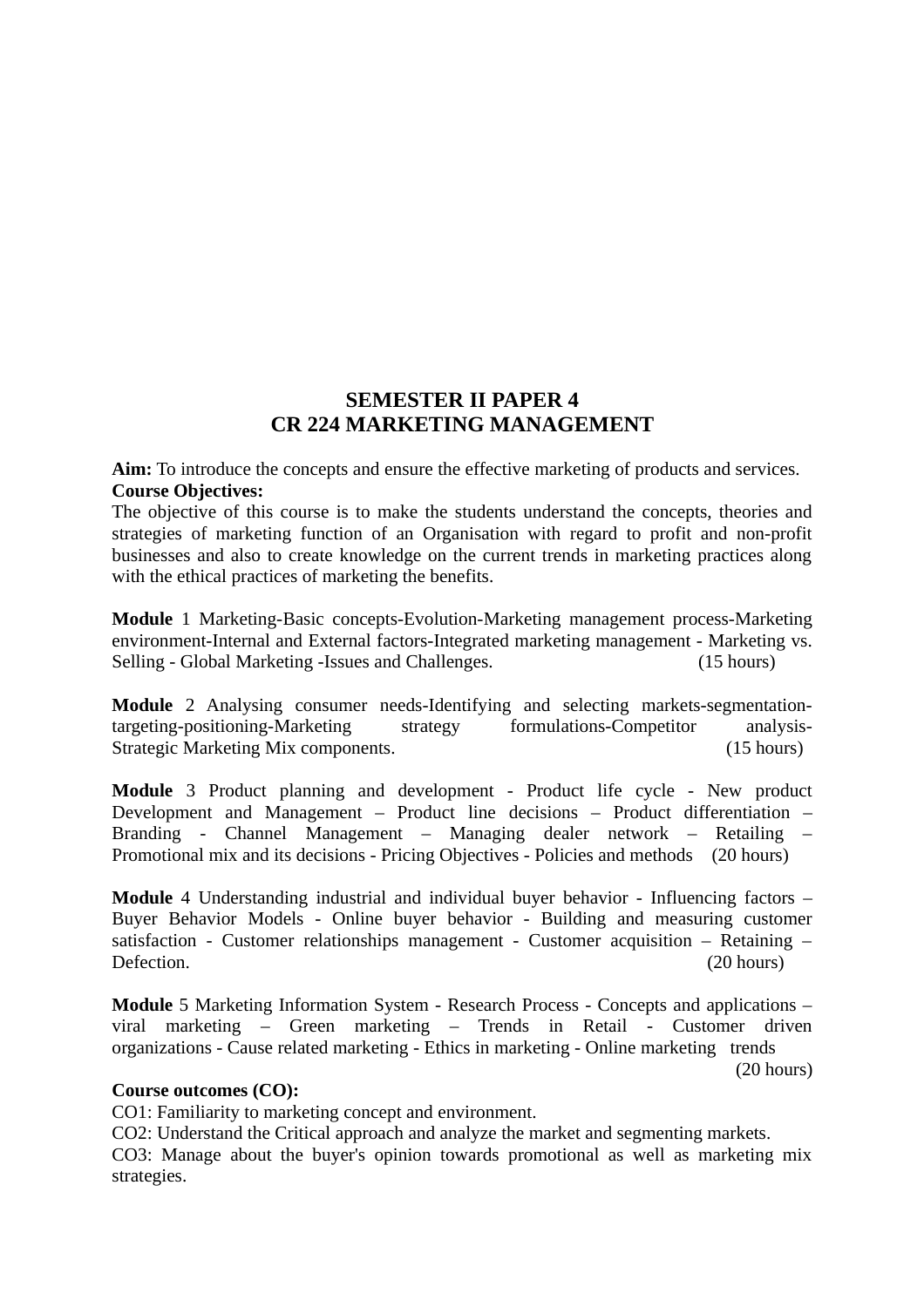## SEMESTER II PAPER 4
## CR 224 MARKETING MANAGEMENT

**Aim:** To introduce the concepts and ensure the effective marketing of products and services.
**Course Objectives:**
The objective of this course is to make the students understand the concepts, theories and strategies of marketing function of an Organisation with regard to profit and non-profit businesses and also to create knowledge on the current trends in marketing practices along with the ethical practices of marketing the benefits.

**Module** 1 Marketing-Basic concepts-Evolution-Marketing management process-Marketing environment-Internal and External factors-Integrated marketing management - Marketing vs. Selling - Global Marketing -Issues and Challenges. (15 hours)

**Module** 2 Analysing consumer needs-Identifying and selecting markets-segmentation-targeting-positioning-Marketing strategy formulations-Competitor analysis-Strategic Marketing Mix components. (15 hours)

**Module** 3 Product planning and development - Product life cycle - New product Development and Management – Product line decisions – Product differentiation – Branding - Channel Management – Managing dealer network – Retailing – Promotional mix and its decisions - Pricing Objectives - Policies and methods (20 hours)

**Module** 4 Understanding industrial and individual buyer behavior - Influencing factors – Buyer Behavior Models - Online buyer behavior - Building and measuring customer satisfaction - Customer relationships management - Customer acquisition – Retaining – Defection. (20 hours)

**Module** 5 Marketing Information System - Research Process - Concepts and applications – viral marketing – Green marketing – Trends in Retail - Customer driven organizations - Cause related marketing - Ethics in marketing - Online marketing trends (20 hours)

**Course outcomes (CO):**
CO1: Familiarity to marketing concept and environment.
CO2: Understand the Critical approach and analyze the market and segmenting markets.
CO3: Manage about the buyer's opinion towards promotional as well as marketing mix strategies.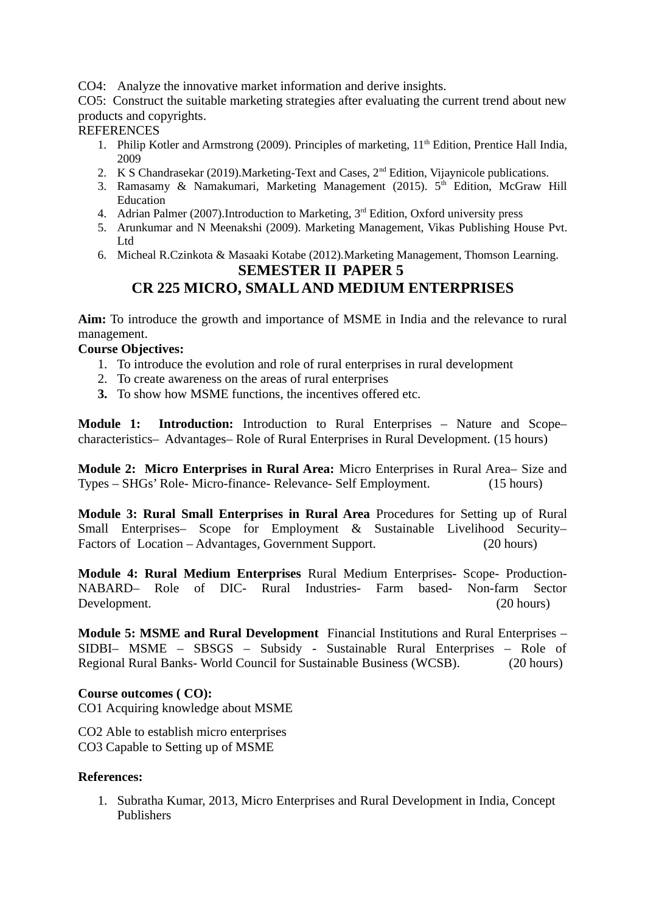CO4: Analyze the innovative market information and derive insights.

CO5: Construct the suitable marketing strategies after evaluating the current trend about new products and copyrights.

REFERENCES

1. Philip Kotler and Armstrong (2009). Principles of marketing, 11th Edition, Prentice Hall India, 2009
2. K S Chandrasekar (2019).Marketing-Text and Cases, 2nd Edition, Vijaynicole publications.
3. Ramasamy & Namakumari, Marketing Management (2015). 5th Edition, McGraw Hill Education
4. Adrian Palmer (2007).Introduction to Marketing, 3rd Edition, Oxford university press
5. Arunkumar and N Meenakshi (2009). Marketing Management, Vikas Publishing House Pvt. Ltd
6. Micheal R.Czinkota & Masaaki Kotabe (2012).Marketing Management, Thomson Learning.

## SEMESTER II PAPER 5

## CR 225 MICRO, SMALL AND MEDIUM ENTERPRISES

**Aim:** To introduce the growth and importance of MSME in India and the relevance to rural management.

**Course Objectives:**

1. To introduce the evolution and role of rural enterprises in rural development
2. To create awareness on the areas of rural enterprises
3. To show how MSME functions, the incentives offered etc.

**Module 1: Introduction:** Introduction to Rural Enterprises – Nature and Scope– characteristics– Advantages– Role of Rural Enterprises in Rural Development. (15 hours)

**Module 2: Micro Enterprises in Rural Area:** Micro Enterprises in Rural Area– Size and Types – SHGs' Role- Micro-finance- Relevance- Self Employment. (15 hours)

**Module 3: Rural Small Enterprises in Rural Area** Procedures for Setting up of Rural Small Enterprises– Scope for Employment & Sustainable Livelihood Security– Factors of Location – Advantages, Government Support. (20 hours)

**Module 4: Rural Medium Enterprises** Rural Medium Enterprises- Scope- Production- NABARD– Role of DIC- Rural Industries- Farm based- Non-farm Sector Development. (20 hours)

**Module 5: MSME and Rural Development** Financial Institutions and Rural Enterprises – SIDBI– MSME – SBSGS – Subsidy - Sustainable Rural Enterprises – Role of Regional Rural Banks- World Council for Sustainable Business (WCSB). (20 hours)

**Course outcomes ( CO):**

CO1 Acquiring knowledge about MSME

CO2 Able to establish micro enterprises

CO3 Capable to Setting up of MSME

**References:**

1. Subratha Kumar, 2013, Micro Enterprises and Rural Development in India, Concept Publishers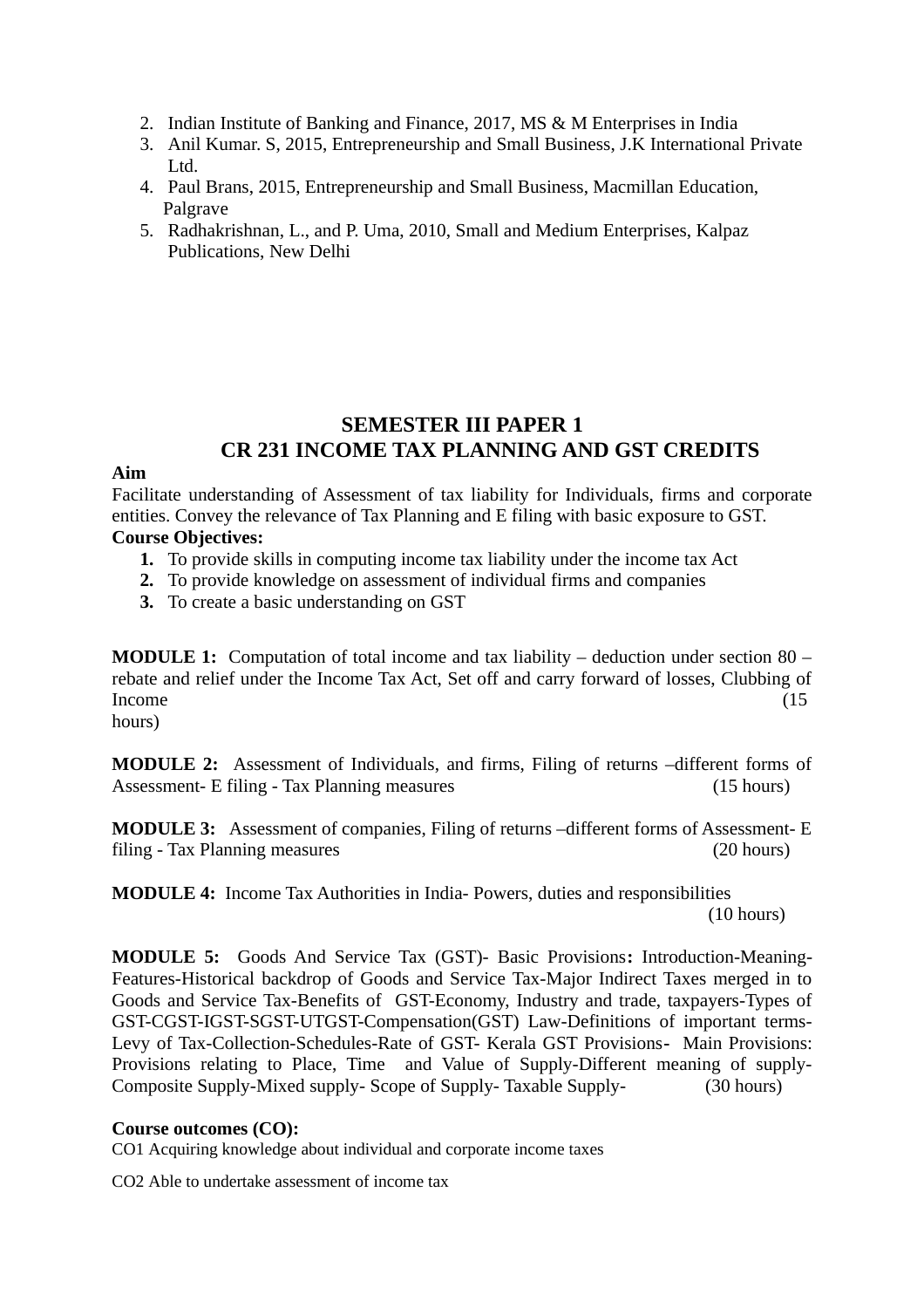2. Indian Institute of Banking and Finance, 2017, MS & M Enterprises in India
3. Anil Kumar. S, 2015, Entrepreneurship and Small Business, J.K International Private Ltd.
4. Paul Brans, 2015, Entrepreneurship and Small Business, Macmillan Education, Palgrave
5. Radhakrishnan, L., and P. Uma, 2010, Small and Medium Enterprises, Kalpaz Publications, New Delhi

## SEMESTER III PAPER 1
## CR 231 INCOME TAX PLANNING AND GST CREDITS

**Aim**

Facilitate understanding of Assessment of tax liability for Individuals, firms and corporate entities. Convey the relevance of Tax Planning and E filing with basic exposure to GST.

**Course Objectives:**

1. To provide skills in computing income tax liability under the income tax Act
2. To provide knowledge on assessment of individual firms and companies
3. To create a basic understanding on GST

**MODULE 1:** Computation of total income and tax liability – deduction under section 80 – rebate and relief under the Income Tax Act, Set off and carry forward of losses, Clubbing of Income (15 hours)

**MODULE 2:** Assessment of Individuals, and firms, Filing of returns –different forms of Assessment- E filing - Tax Planning measures (15 hours)

**MODULE 3:** Assessment of companies, Filing of returns –different forms of Assessment- E filing - Tax Planning measures (20 hours)

**MODULE 4:** Income Tax Authorities in India- Powers, duties and responsibilities (10 hours)

**MODULE 5:** Goods And Service Tax (GST)- Basic Provisions**:** Introduction-Meaning-Features-Historical backdrop of Goods and Service Tax-Major Indirect Taxes merged in to Goods and Service Tax-Benefits of GST-Economy, Industry and trade, taxpayers-Types of GST-CGST-IGST-SGST-UTGST-Compensation(GST) Law-Definitions of important terms-Levy of Tax-Collection-Schedules-Rate of GST- Kerala GST Provisions- Main Provisions: Provisions relating to Place, Time and Value of Supply-Different meaning of supply-Composite Supply-Mixed supply- Scope of Supply- Taxable Supply- (30 hours)

**Course outcomes (CO):**

CO1 Acquiring knowledge about individual and corporate income taxes

CO2 Able to undertake assessment of income tax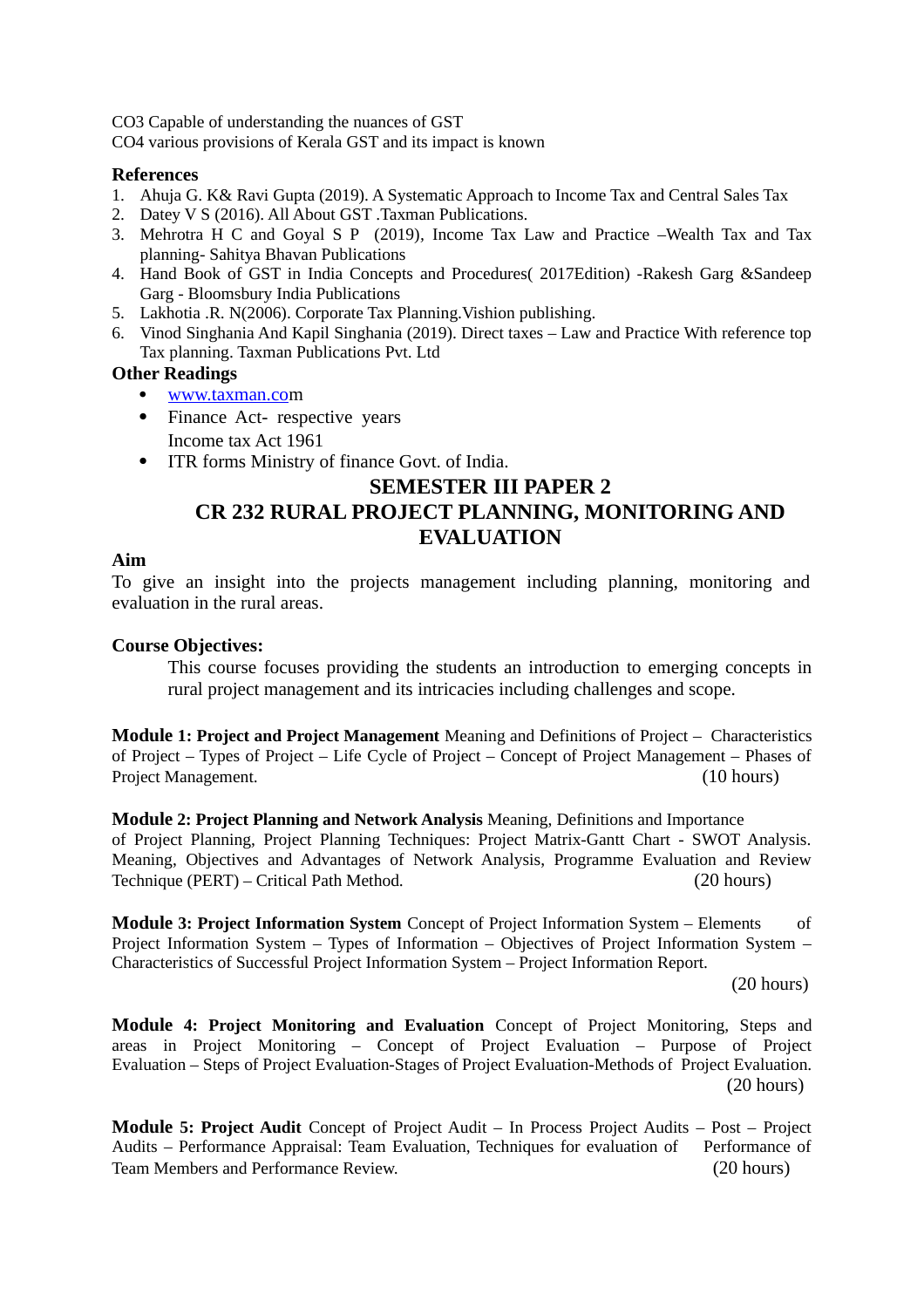CO3 Capable of understanding the nuances of GST
CO4 various provisions of Kerala GST and its impact is known

**References**

1. Ahuja G. K& Ravi Gupta (2019). A Systematic Approach to Income Tax and Central Sales Tax
2. Datey V S (2016). All About GST .Taxman Publications.
3. Mehrotra H C and Goyal S P (2019), Income Tax Law and Practice –Wealth Tax and Tax planning- Sahitya Bhavan Publications
4. Hand Book of GST in India Concepts and Procedures( 2017Edition) -Rakesh Garg &Sandeep Garg - Bloomsbury India Publications
5. Lakhotia .R. N(2006). Corporate Tax Planning.Vishion publishing.
6. Vinod Singhania And Kapil Singhania (2019). Direct taxes – Law and Practice With reference top Tax planning. Taxman Publications Pvt. Ltd

**Other Readings**

- www.taxman.com
- Finance Act- respective years
  Income tax Act 1961
- ITR forms Ministry of finance Govt. of India.

## SEMESTER III PAPER 2
## CR 232 RURAL PROJECT PLANNING, MONITORING AND EVALUATION

**Aim**

To give an insight into the projects management including planning, monitoring and evaluation in the rural areas.

**Course Objectives:**

This course focuses providing the students an introduction to emerging concepts in rural project management and its intricacies including challenges and scope.

**Module 1: Project and Project Management** Meaning and Definitions of Project – Characteristics of Project – Types of Project – Life Cycle of Project – Concept of Project Management – Phases of Project Management. (10 hours)

**Module 2: Project Planning and Network Analysis** Meaning, Definitions and Importance of Project Planning, Project Planning Techniques: Project Matrix-Gantt Chart - SWOT Analysis. Meaning, Objectives and Advantages of Network Analysis, Programme Evaluation and Review Technique (PERT) – Critical Path Method. (20 hours)

**Module 3: Project Information System** Concept of Project Information System – Elements of Project Information System – Types of Information – Objectives of Project Information System – Characteristics of Successful Project Information System – Project Information Report. (20 hours)

**Module 4: Project Monitoring and Evaluation** Concept of Project Monitoring, Steps and areas in Project Monitoring – Concept of Project Evaluation – Purpose of Project Evaluation – Steps of Project Evaluation-Stages of Project Evaluation-Methods of Project Evaluation. (20 hours)

**Module 5: Project Audit** Concept of Project Audit – In Process Project Audits – Post – Project Audits – Performance Appraisal: Team Evaluation, Techniques for evaluation of Performance of Team Members and Performance Review. (20 hours)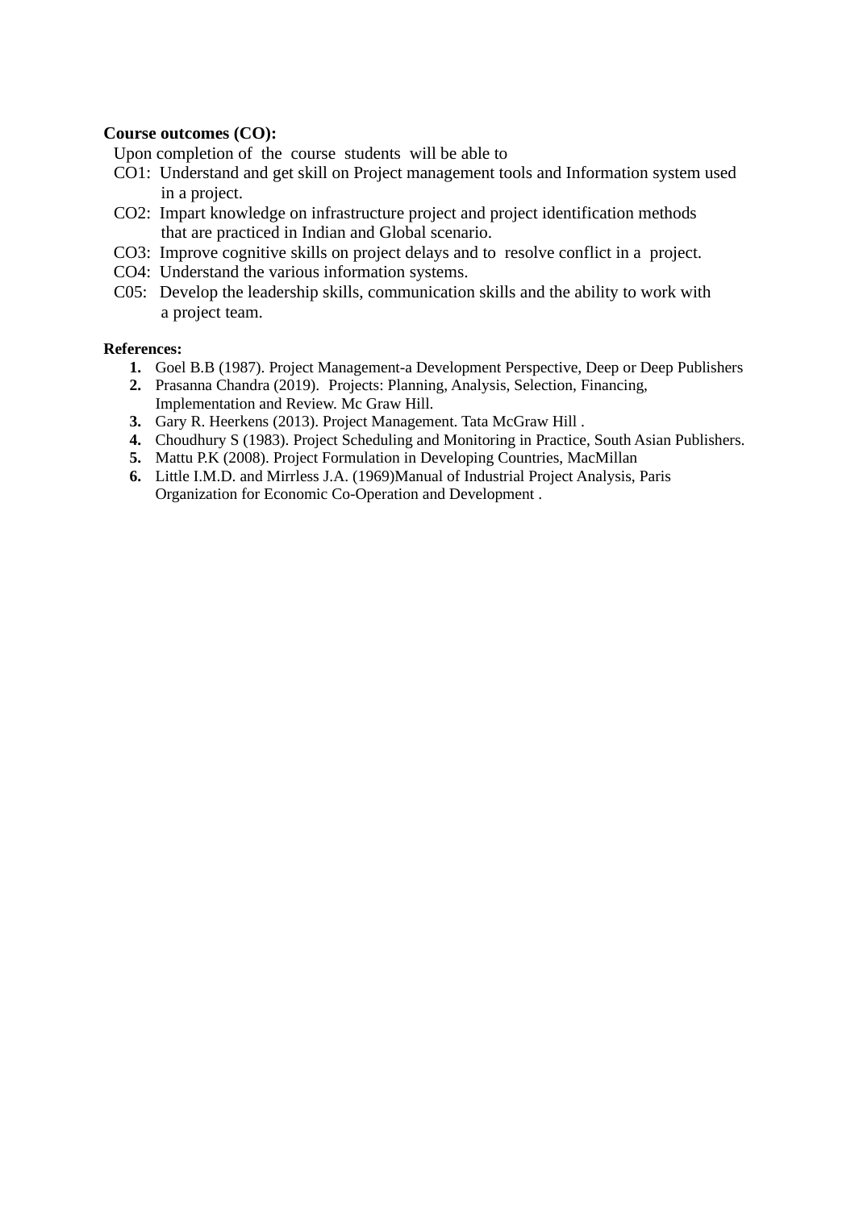**Course outcomes (CO):**

Upon completion of the course students will be able to

- CO1: Understand and get skill on Project management tools and Information system used in a project.
- CO2: Impart knowledge on infrastructure project and project identification methods that are practiced in Indian and Global scenario.
- CO3: Improve cognitive skills on project delays and to resolve conflict in a project.
- CO4: Understand the various information systems.
- C05: Develop the leadership skills, communication skills and the ability to work with a project team.

**References:**

1. Goel B.B (1987). Project Management-a Development Perspective, Deep or Deep Publishers
2. Prasanna Chandra (2019). Projects: Planning, Analysis, Selection, Financing, Implementation and Review. Mc Graw Hill.
3. Gary R. Heerkens (2013). Project Management. Tata McGraw Hill .
4. Choudhury S (1983). Project Scheduling and Monitoring in Practice, South Asian Publishers.
5. Mattu P.K (2008). Project Formulation in Developing Countries, MacMillan
6. Little I.M.D. and Mirrless J.A. (1969)Manual of Industrial Project Analysis, Paris Organization for Economic Co-Operation and Development .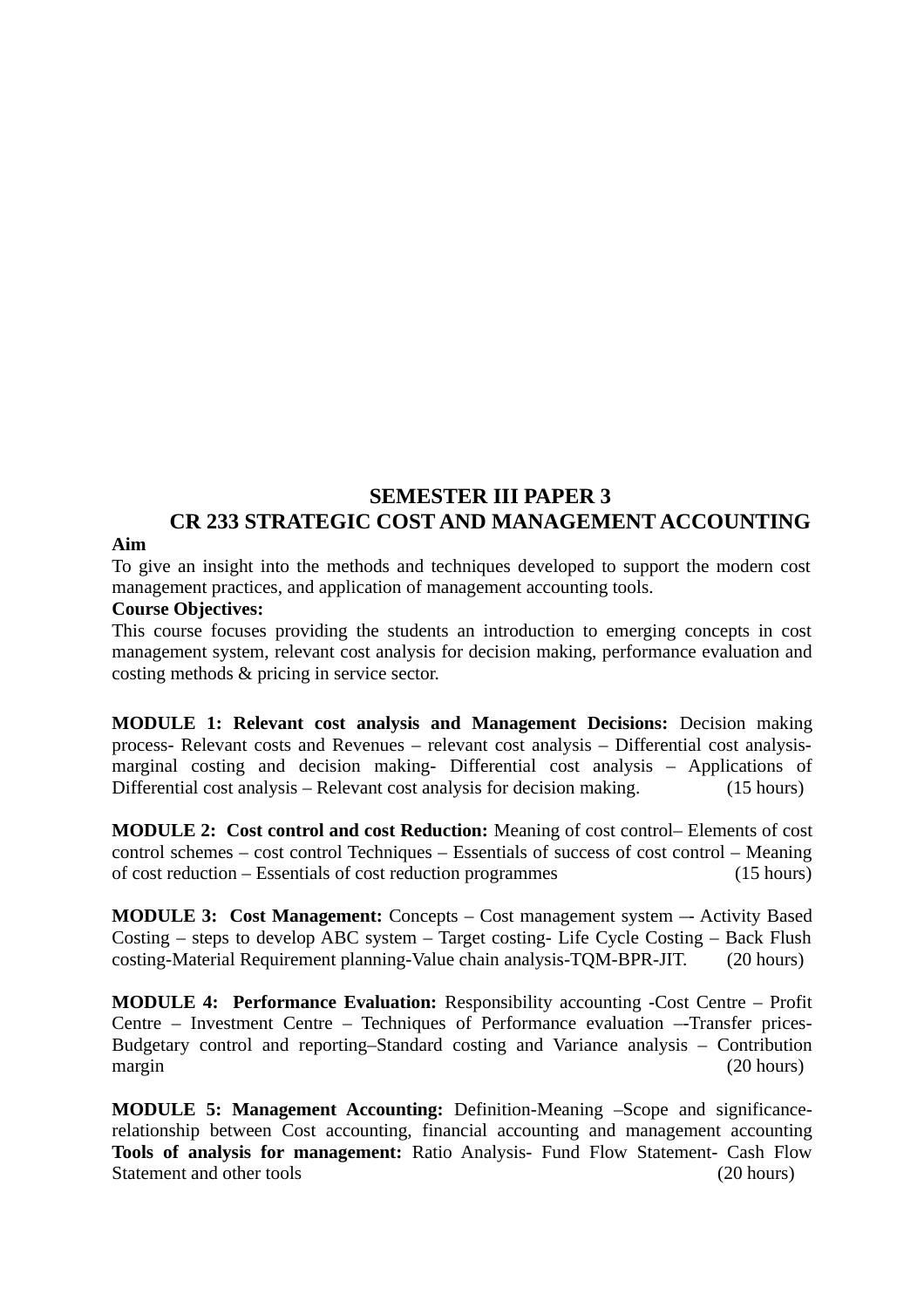## SEMESTER III PAPER 3

## CR 233 STRATEGIC COST AND MANAGEMENT ACCOUNTING

**Aim**

To give an insight into the methods and techniques developed to support the modern cost management practices, and application of management accounting tools.

**Course Objectives:**

This course focuses providing the students an introduction to emerging concepts in cost management system, relevant cost analysis for decision making, performance evaluation and costing methods & pricing in service sector.

**MODULE 1: Relevant cost analysis and Management Decisions:** Decision making process- Relevant costs and Revenues – relevant cost analysis – Differential cost analysis- marginal costing and decision making- Differential cost analysis – Applications of Differential cost analysis – Relevant cost analysis for decision making. (15 hours)

**MODULE 2: Cost control and cost Reduction:** Meaning of cost control– Elements of cost control schemes – cost control Techniques – Essentials of success of cost control – Meaning of cost reduction – Essentials of cost reduction programmes (15 hours)

**MODULE 3: Cost Management:** Concepts – Cost management system –- Activity Based Costing – steps to develop ABC system – Target costing- Life Cycle Costing – Back Flush costing-Material Requirement planning-Value chain analysis-TQM-BPR-JIT. (20 hours)

**MODULE 4: Performance Evaluation:** Responsibility accounting -Cost Centre – Profit Centre – Investment Centre – Techniques of Performance evaluation –-Transfer prices- Budgetary control and reporting–Standard costing and Variance analysis – Contribution margin (20 hours)

**MODULE 5: Management Accounting:** Definition-Meaning –Scope and significance- relationship between Cost accounting, financial accounting and management accounting **Tools of analysis for management:** Ratio Analysis- Fund Flow Statement- Cash Flow Statement and other tools (20 hours)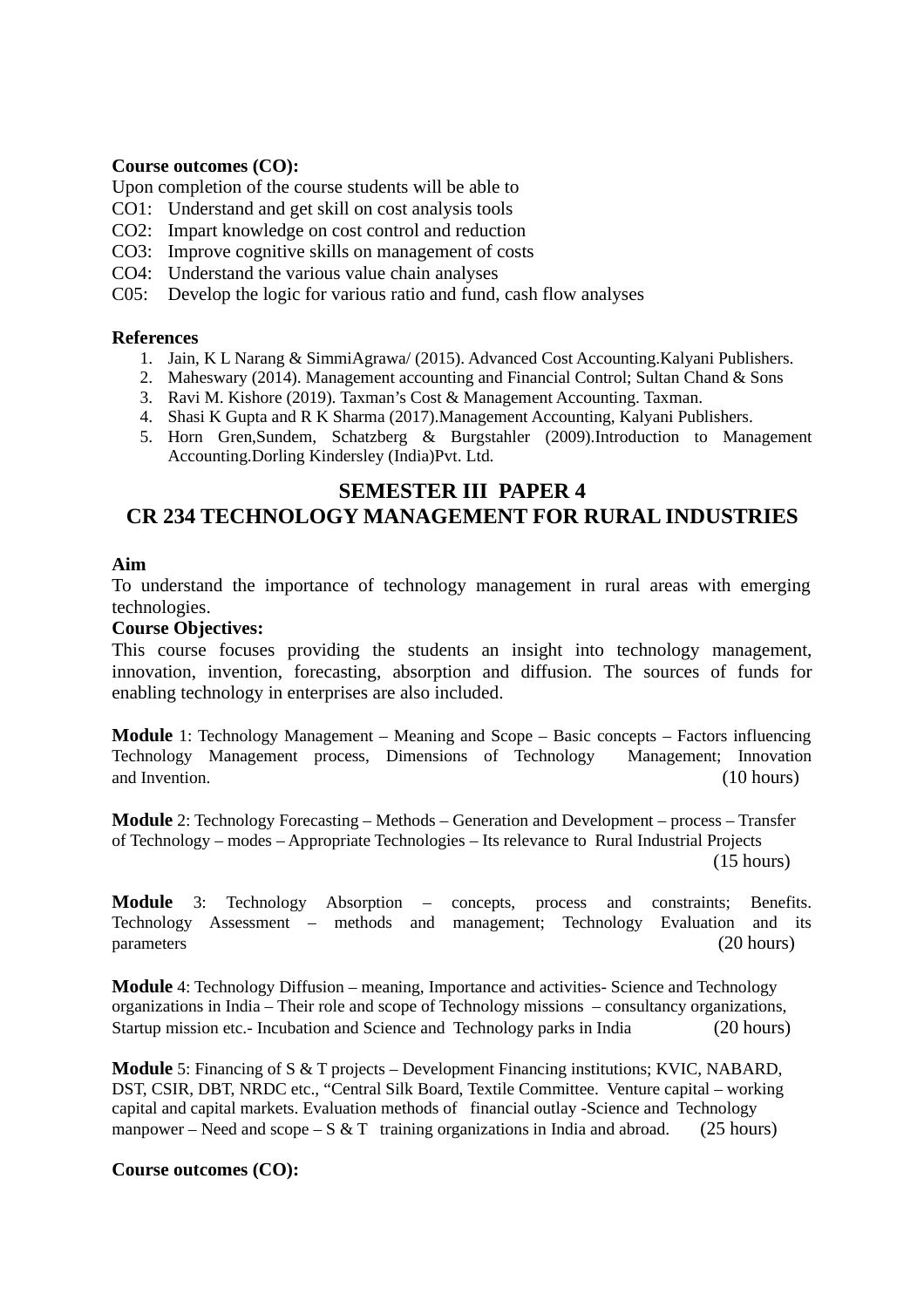**Course outcomes (CO):**

Upon completion of the course students will be able to

CO1: Understand and get skill on cost analysis tools
CO2: Impart knowledge on cost control and reduction
CO3: Improve cognitive skills on management of costs
CO4: Understand the various value chain analyses
C05: Develop the logic for various ratio and fund, cash flow analyses

**References**

1. Jain, K L Narang & SimmiAgrawa/ (2015). Advanced Cost Accounting.Kalyani Publishers.
2. Maheswary (2014). Management accounting and Financial Control; Sultan Chand & Sons
3. Ravi M. Kishore (2019). Taxman's Cost & Management Accounting. Taxman.
4. Shasi K Gupta and R K Sharma (2017).Management Accounting, Kalyani Publishers.
5. Horn Gren,Sundem, Schatzberg & Burgstahler (2009).Introduction to Management Accounting.Dorling Kindersley (India)Pvt. Ltd.

## SEMESTER III PAPER 4
## CR 234 TECHNOLOGY MANAGEMENT FOR RURAL INDUSTRIES

**Aim**

To understand the importance of technology management in rural areas with emerging technologies.

**Course Objectives:**

This course focuses providing the students an insight into technology management, innovation, invention, forecasting, absorption and diffusion. The sources of funds for enabling technology in enterprises are also included.

**Module** 1: Technology Management – Meaning and Scope – Basic concepts – Factors influencing Technology Management process, Dimensions of Technology Management; Innovation and Invention. (10 hours)

**Module** 2: Technology Forecasting – Methods – Generation and Development – process – Transfer of Technology – modes – Appropriate Technologies – Its relevance to Rural Industrial Projects (15 hours)

**Module** 3: Technology Absorption – concepts, process and constraints; Benefits. Technology Assessment – methods and management; Technology Evaluation and its parameters (20 hours)

**Module** 4: Technology Diffusion – meaning, Importance and activities- Science and Technology organizations in India – Their role and scope of Technology missions – consultancy organizations, Startup mission etc.- Incubation and Science and Technology parks in India (20 hours)

**Module** 5: Financing of S & T projects – Development Financing institutions; KVIC, NABARD, DST, CSIR, DBT, NRDC etc., "Central Silk Board, Textile Committee. Venture capital – working capital and capital markets. Evaluation methods of financial outlay -Science and Technology manpower – Need and scope – S & T training organizations in India and abroad. (25 hours)

**Course outcomes (CO):**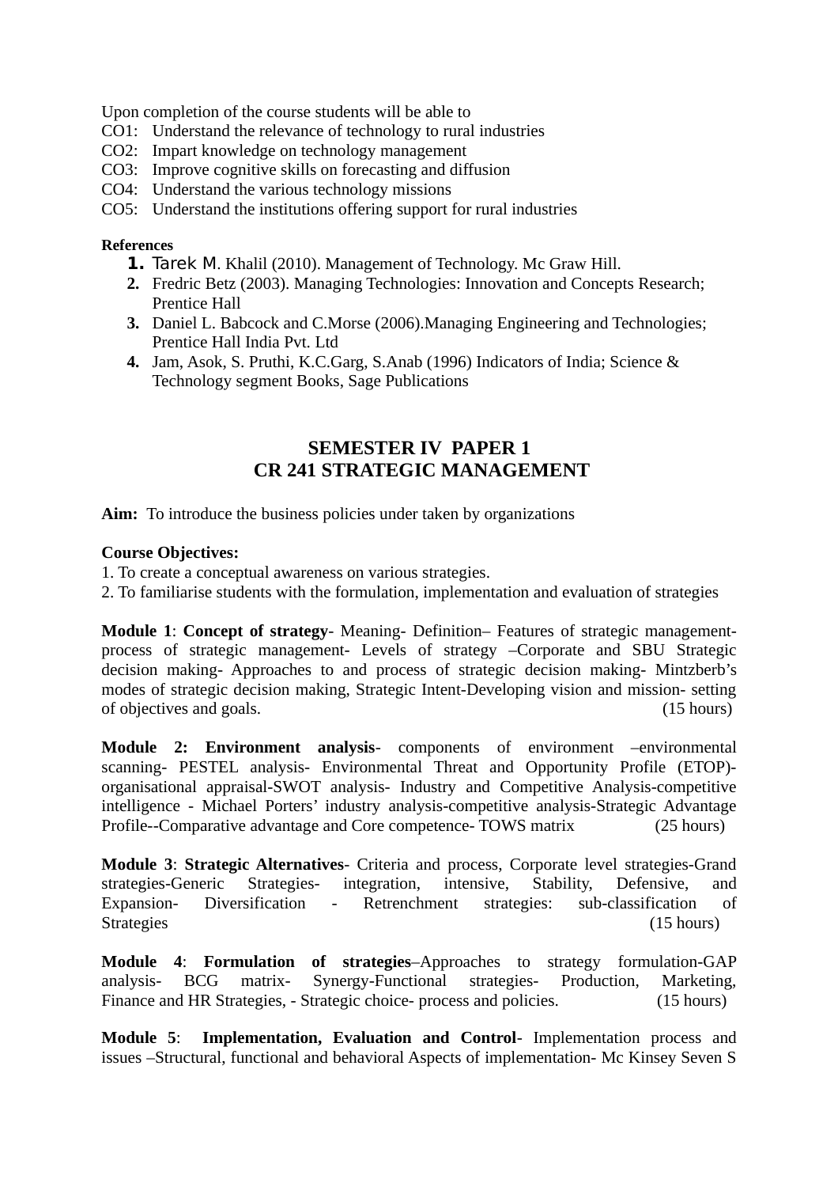Upon completion of the course students will be able to

CO1: Understand the relevance of technology to rural industries
CO2: Impart knowledge on technology management
CO3: Improve cognitive skills on forecasting and diffusion
CO4: Understand the various technology missions
CO5: Understand the institutions offering support for rural industries

**References**

1. Tarek M. Khalil (2010). Management of Technology. Mc Graw Hill.
2. Fredric Betz (2003). Managing Technologies: Innovation and Concepts Research; Prentice Hall
3. Daniel L. Babcock and C.Morse (2006).Managing Engineering and Technologies; Prentice Hall India Pvt. Ltd
4. Jam, Asok, S. Pruthi, K.C.Garg, S.Anab (1996) Indicators of India; Science & Technology segment Books, Sage Publications

## SEMESTER IV PAPER 1
## CR 241 STRATEGIC MANAGEMENT

**Aim:** To introduce the business policies under taken by organizations

**Course Objectives:**

1. To create a conceptual awareness on various strategies.
2. To familiarise students with the formulation, implementation and evaluation of strategies

**Module 1**: **Concept of strategy**- Meaning- Definition– Features of strategic management- process of strategic management- Levels of strategy –Corporate and SBU Strategic decision making- Approaches to and process of strategic decision making- Mintzberb's modes of strategic decision making, Strategic Intent-Developing vision and mission- setting of objectives and goals. (15 hours)

**Module 2: Environment analysis**- components of environment –environmental scanning- PESTEL analysis- Environmental Threat and Opportunity Profile (ETOP)-organisational appraisal-SWOT analysis- Industry and Competitive Analysis-competitive intelligence - Michael Porters' industry analysis-competitive analysis-Strategic Advantage Profile--Comparative advantage and Core competence- TOWS matrix (25 hours)

**Module 3**: **Strategic Alternatives**- Criteria and process, Corporate level strategies-Grand strategies-Generic Strategies- integration, intensive, Stability, Defensive, and Expansion- Diversification - Retrenchment strategies: sub-classification of Strategies (15 hours)

**Module 4**: **Formulation of strategies**–Approaches to strategy formulation-GAP analysis- BCG matrix- Synergy-Functional strategies- Production, Marketing, Finance and HR Strategies, - Strategic choice- process and policies. (15 hours)

**Module 5**: **Implementation, Evaluation and Control**- Implementation process and issues –Structural, functional and behavioral Aspects of implementation- Mc Kinsey Seven S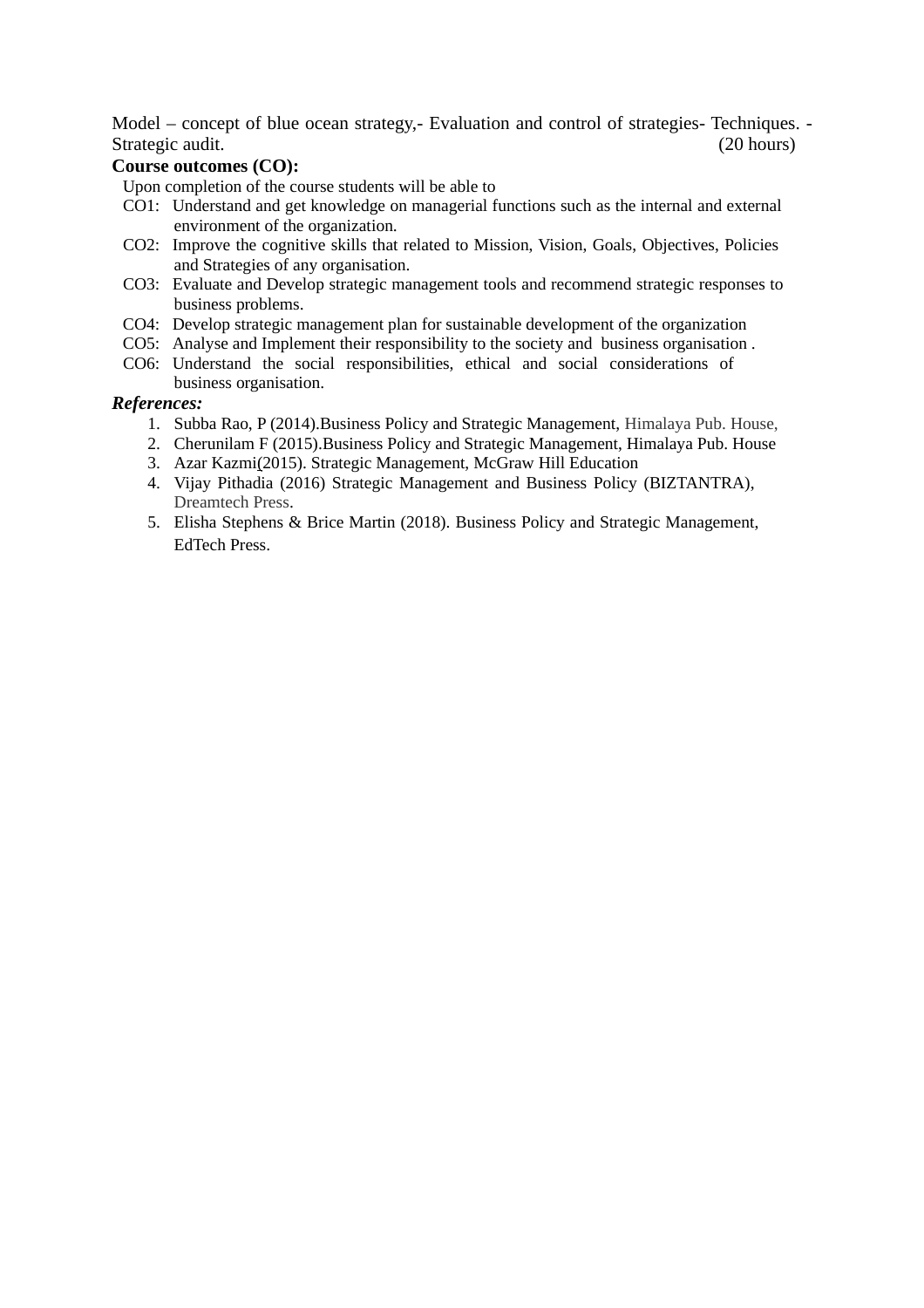Model – concept of blue ocean strategy,- Evaluation and control of strategies- Techniques. - Strategic audit. (20 hours)

**Course outcomes (CO):**

Upon completion of the course students will be able to

CO1: Understand and get knowledge on managerial functions such as the internal and external environment of the organization.

CO2: Improve the cognitive skills that related to Mission, Vision, Goals, Objectives, Policies and Strategies of any organisation.

CO3: Evaluate and Develop strategic management tools and recommend strategic responses to business problems.

CO4: Develop strategic management plan for sustainable development of the organization

CO5: Analyse and Implement their responsibility to the society and business organisation .

CO6: Understand the social responsibilities, ethical and social considerations of business organisation.

***References:***

1. Subba Rao, P (2014).Business Policy and Strategic Management, Himalaya Pub. House,
2. Cherunilam F (2015).Business Policy and Strategic Management, Himalaya Pub. House
3. Azar Kazmi(2015). Strategic Management, McGraw Hill Education
4. Vijay Pithadia (2016) Strategic Management and Business Policy (BIZTANTRA), Dreamtech Press.
5. Elisha Stephens & Brice Martin (2018). Business Policy and Strategic Management, EdTech Press.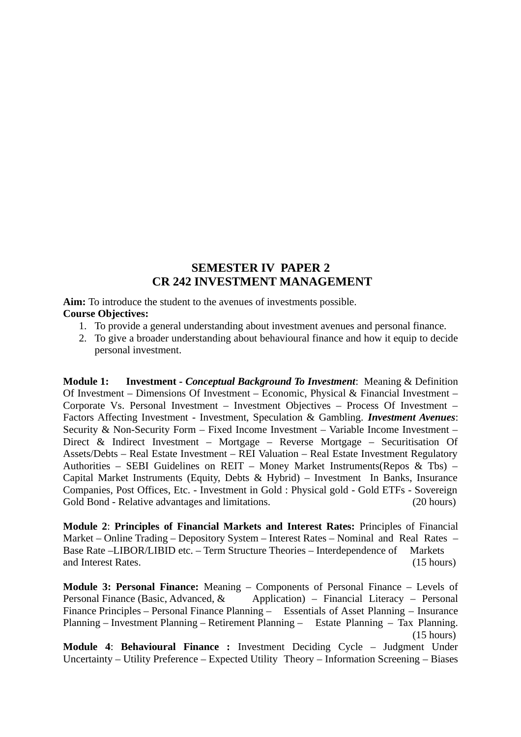## SEMESTER IV PAPER 2
## CR 242 INVESTMENT MANAGEMENT

**Aim:** To introduce the student to the avenues of investments possible.
**Course Objectives:**

1. To provide a general understanding about investment avenues and personal finance.
2. To give a broader understanding about behavioural finance and how it equip to decide personal investment.

**Module 1: Investment -** ***Conceptual Background To Investment***: Meaning & Definition Of Investment – Dimensions Of Investment – Economic, Physical & Financial Investment – Corporate Vs. Personal Investment – Investment Objectives – Process Of Investment – Factors Affecting Investment - Investment, Speculation & Gambling. ***Investment Avenues***: Security & Non-Security Form – Fixed Income Investment – Variable Income Investment – Direct & Indirect Investment – Mortgage – Reverse Mortgage – Securitisation Of Assets/Debts – Real Estate Investment – REI Valuation – Real Estate Investment Regulatory Authorities – SEBI Guidelines on REIT – Money Market Instruments(Repos & Tbs) – Capital Market Instruments (Equity, Debts & Hybrid) – Investment In Banks, Insurance Companies, Post Offices, Etc. - Investment in Gold : Physical gold - Gold ETFs - Sovereign Gold Bond - Relative advantages and limitations. (20 hours)

**Module 2**: **Principles of Financial Markets and Interest Rates:** Principles of Financial Market – Online Trading – Depository System – Interest Rates – Nominal and Real Rates – Base Rate –LIBOR/LIBID etc. – Term Structure Theories – Interdependence of Markets and Interest Rates. (15 hours)

**Module 3: Personal Finance:** Meaning – Components of Personal Finance – Levels of Personal Finance (Basic, Advanced, & Application) – Financial Literacy – Personal Finance Principles – Personal Finance Planning – Essentials of Asset Planning – Insurance Planning – Investment Planning – Retirement Planning – Estate Planning – Tax Planning. (15 hours)

**Module 4**: **Behavioural Finance :** Investment Deciding Cycle – Judgment Under Uncertainty – Utility Preference – Expected Utility Theory – Information Screening – Biases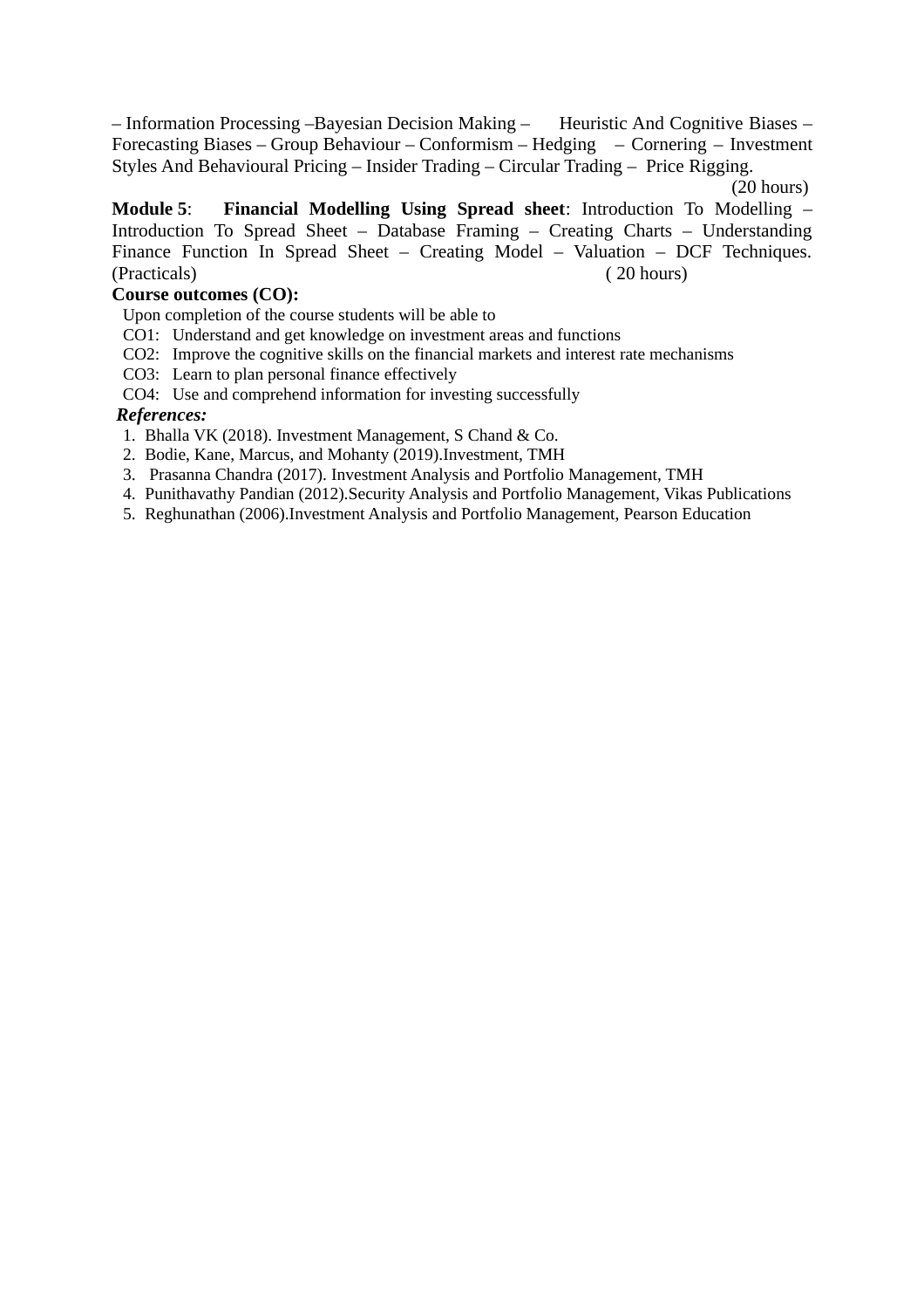– Information Processing –Bayesian Decision Making – Heuristic And Cognitive Biases – Forecasting Biases – Group Behaviour – Conformism – Hedging – Cornering – Investment Styles And Behavioural Pricing – Insider Trading – Circular Trading – Price Rigging.

(20 hours)

**Module 5**: **Financial Modelling Using Spread sheet**: Introduction To Modelling – Introduction To Spread Sheet – Database Framing – Creating Charts – Understanding Finance Function In Spread Sheet – Creating Model – Valuation – DCF Techniques. (Practicals) ( 20 hours)

**Course outcomes (CO):**

Upon completion of the course students will be able to

CO1: Understand and get knowledge on investment areas and functions

CO2: Improve the cognitive skills on the financial markets and interest rate mechanisms

CO3: Learn to plan personal finance effectively

CO4: Use and comprehend information for investing successfully

***References:***

1. Bhalla VK (2018). Investment Management, S Chand & Co.
2. Bodie, Kane, Marcus, and Mohanty (2019).Investment, TMH
3. Prasanna Chandra (2017). Investment Analysis and Portfolio Management, TMH
4. Punithavathy Pandian (2012).Security Analysis and Portfolio Management, Vikas Publications
5. Reghunathan (2006).Investment Analysis and Portfolio Management, Pearson Education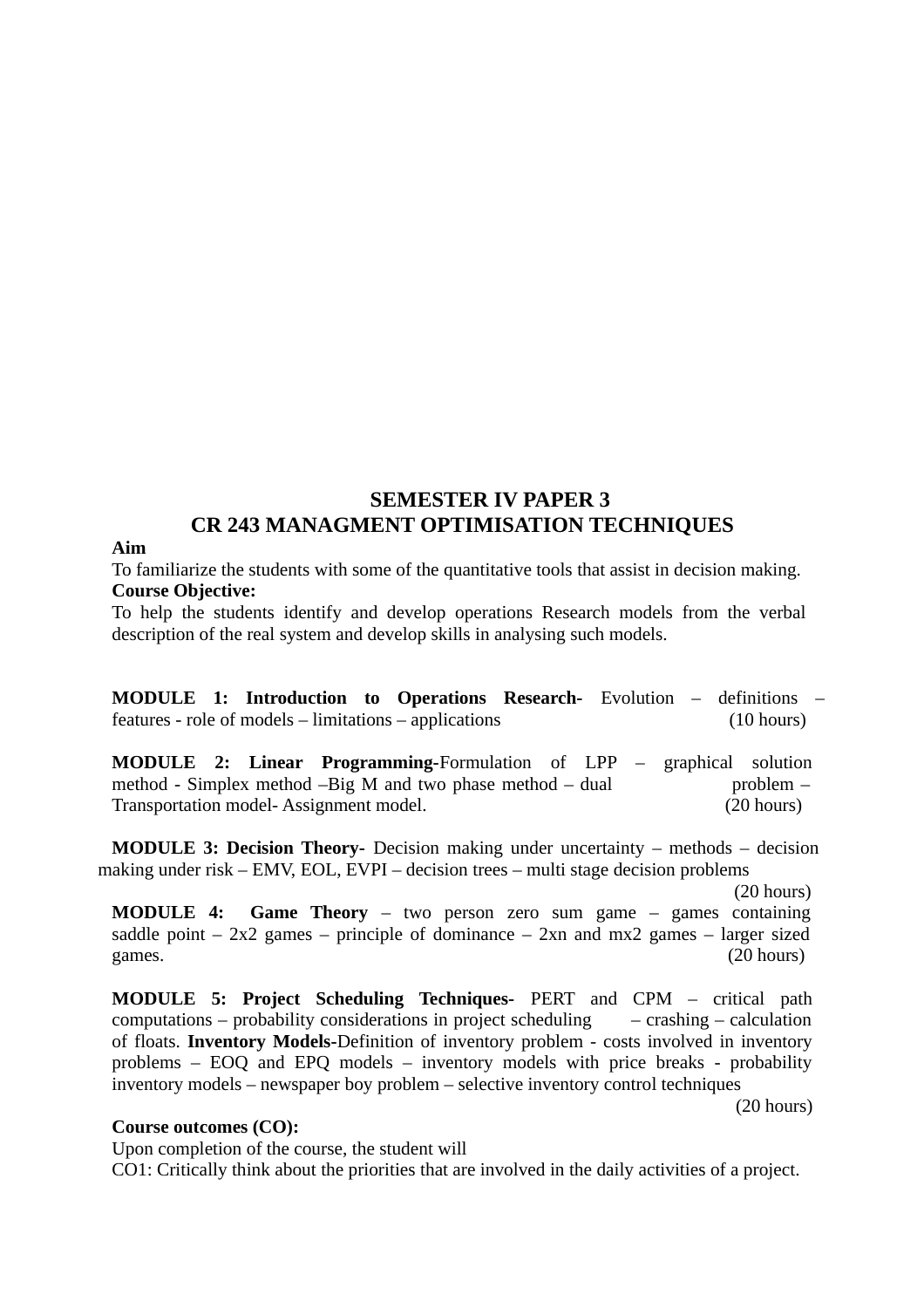## SEMESTER IV PAPER 3

## CR 243 MANAGMENT OPTIMISATION TECHNIQUES

**Aim**

To familiarize the students with some of the quantitative tools that assist in decision making.

**Course Objective:**

To help the students identify and develop operations Research models from the verbal description of the real system and develop skills in analysing such models.

**MODULE 1: Introduction to Operations Research-** Evolution – definitions – features - role of models – limitations – applications (10 hours)

**MODULE 2: Linear Programming-**Formulation of LPP – graphical solution method - Simplex method –Big M and two phase method – dual problem – Transportation model- Assignment model. (20 hours)

**MODULE 3: Decision Theory-** Decision making under uncertainty – methods – decision making under risk – EMV, EOL, EVPI – decision trees – multi stage decision problems (20 hours)

**MODULE 4: Game Theory** – two person zero sum game – games containing saddle point – 2x2 games – principle of dominance – 2xn and mx2 games – larger sized games. (20 hours)

**MODULE 5: Project Scheduling Techniques-** PERT and CPM – critical path computations – probability considerations in project scheduling – crashing – calculation of floats. **Inventory Models-**Definition of inventory problem - costs involved in inventory problems – EOQ and EPQ models – inventory models with price breaks - probability inventory models – newspaper boy problem – selective inventory control techniques (20 hours)

**Course outcomes (CO):**

Upon completion of the course, the student will

CO1: Critically think about the priorities that are involved in the daily activities of a project.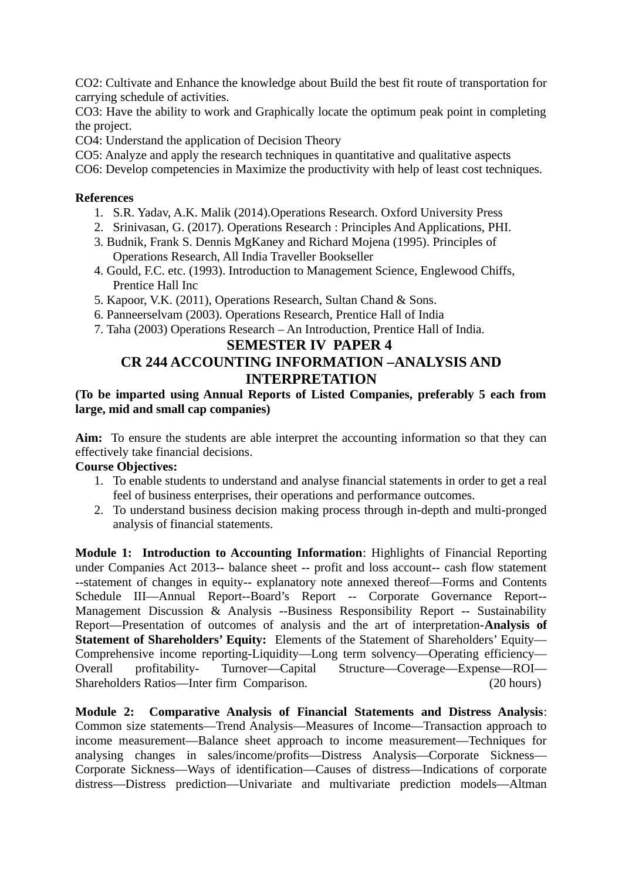CO2: Cultivate and Enhance the knowledge about Build the best fit route of transportation for carrying schedule of activities.
CO3: Have the ability to work and Graphically locate the optimum peak point in completing the project.
CO4: Understand the application of Decision Theory
CO5: Analyze and apply the research techniques in quantitative and qualitative aspects
CO6: Develop competencies in Maximize the productivity with help of least cost techniques.

**References**

1. S.R. Yadav, A.K. Malik (2014).Operations Research. Oxford University Press
2. Srinivasan, G. (2017). Operations Research : Principles And Applications, PHI.
3. Budnik, Frank S. Dennis MgKaney and Richard Mojena (1995). Principles of Operations Research, All India Traveller Bookseller
4. Gould, F.C. etc. (1993). Introduction to Management Science, Englewood Chiffs, Prentice Hall Inc
5. Kapoor, V.K. (2011), Operations Research, Sultan Chand & Sons.
6. Panneerselvam (2003). Operations Research, Prentice Hall of India
7. Taha (2003) Operations Research – An Introduction, Prentice Hall of India.

## SEMESTER IV PAPER 4

## CR 244 ACCOUNTING INFORMATION –ANALYSIS AND INTERPRETATION

**(To be imparted using Annual Reports of Listed Companies, preferably 5 each from large, mid and small cap companies)**

**Aim:** To ensure the students are able interpret the accounting information so that they can effectively take financial decisions.

**Course Objectives:**

1. To enable students to understand and analyse financial statements in order to get a real feel of business enterprises, their operations and performance outcomes.
2. To understand business decision making process through in-depth and multi-pronged analysis of financial statements.

**Module 1: Introduction to Accounting Information**: Highlights of Financial Reporting under Companies Act 2013-- balance sheet -- profit and loss account-- cash flow statement --statement of changes in equity-- explanatory note annexed thereof—Forms and Contents Schedule III—Annual Report--Board's Report -- Corporate Governance Report--Management Discussion & Analysis --Business Responsibility Report -- Sustainability Report—Presentation of outcomes of analysis and the art of interpretation-**Analysis of Statement of Shareholders' Equity:** Elements of the Statement of Shareholders' Equity—Comprehensive income reporting-Liquidity—Long term solvency—Operating efficiency—Overall profitability- Turnover—Capital Structure—Coverage—Expense—ROI—Shareholders Ratios—Inter firm Comparison. (20 hours)

**Module 2: Comparative Analysis of Financial Statements and Distress Analysis**: Common size statements—Trend Analysis—Measures of Income—Transaction approach to income measurement—Balance sheet approach to income measurement—Techniques for analysing changes in sales/income/profits—Distress Analysis—Corporate Sickness—Corporate Sickness—Ways of identification—Causes of distress—Indications of corporate distress—Distress prediction—Univariate and multivariate prediction models—Altman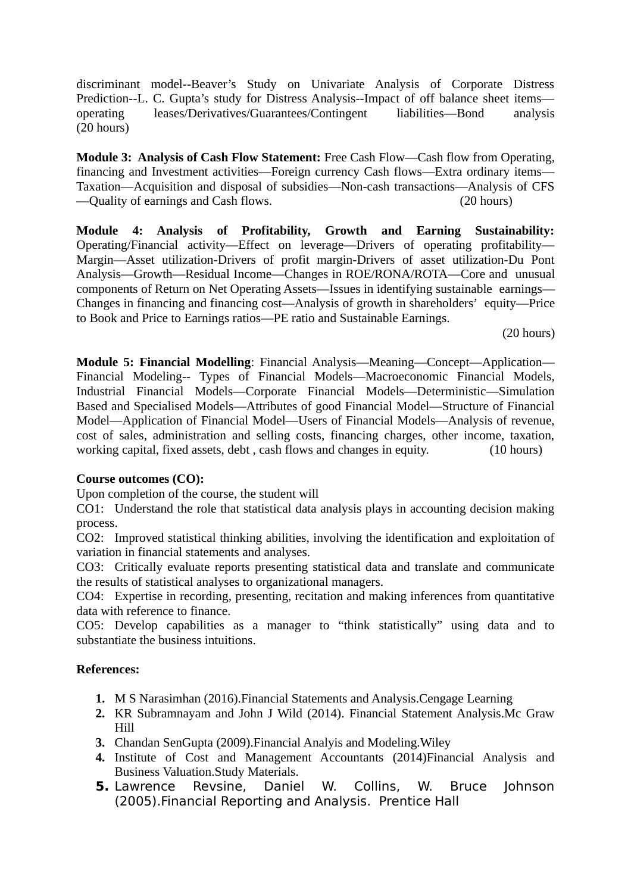discriminant model--Beaver's Study on Univariate Analysis of Corporate Distress Prediction--L. C. Gupta's study for Distress Analysis--Impact of off balance sheet items—operating leases/Derivatives/Guarantees/Contingent liabilities—Bond analysis (20 hours)

**Module 3: Analysis of Cash Flow Statement:** Free Cash Flow—Cash flow from Operating, financing and Investment activities—Foreign currency Cash flows—Extra ordinary items—Taxation—Acquisition and disposal of subsidies—Non-cash transactions—Analysis of CFS—Quality of earnings and Cash flows. (20 hours)

**Module 4: Analysis of Profitability, Growth and Earning Sustainability:** Operating/Financial activity—Effect on leverage—Drivers of operating profitability—Margin—Asset utilization-Drivers of profit margin-Drivers of asset utilization-Du Pont Analysis—Growth—Residual Income—Changes in ROE/RONA/ROTA—Core and unusual components of Return on Net Operating Assets—Issues in identifying sustainable earnings—Changes in financing and financing cost—Analysis of growth in shareholders' equity—Price to Book and Price to Earnings ratios—PE ratio and Sustainable Earnings.

(20 hours)

**Module 5: Financial Modelling**: Financial Analysis—Meaning—Concept—Application—Financial Modeling-- Types of Financial Models—Macroeconomic Financial Models, Industrial Financial Models—Corporate Financial Models—Deterministic—Simulation Based and Specialised Models—Attributes of good Financial Model—Structure of Financial Model—Application of Financial Model—Users of Financial Models—Analysis of revenue, cost of sales, administration and selling costs, financing charges, other income, taxation, working capital, fixed assets, debt , cash flows and changes in equity. (10 hours)

**Course outcomes (CO):**

Upon completion of the course, the student will

CO1: Understand the role that statistical data analysis plays in accounting decision making process.

CO2: Improved statistical thinking abilities, involving the identification and exploitation of variation in financial statements and analyses.

CO3: Critically evaluate reports presenting statistical data and translate and communicate the results of statistical analyses to organizational managers.

CO4: Expertise in recording, presenting, recitation and making inferences from quantitative data with reference to finance.

CO5: Develop capabilities as a manager to "think statistically" using data and to substantiate the business intuitions.

**References:**

1. M S Narasimhan (2016).Financial Statements and Analysis.Cengage Learning
2. KR Subramnayam and John J Wild (2014). Financial Statement Analysis.Mc Graw Hill
3. Chandan SenGupta (2009).Financial Analyis and Modeling.Wiley
4. Institute of Cost and Management Accountants (2014)Financial Analysis and Business Valuation.Study Materials.
5. Lawrence Revsine, Daniel W. Collins, W. Bruce Johnson (2005).Financial Reporting and Analysis. Prentice Hall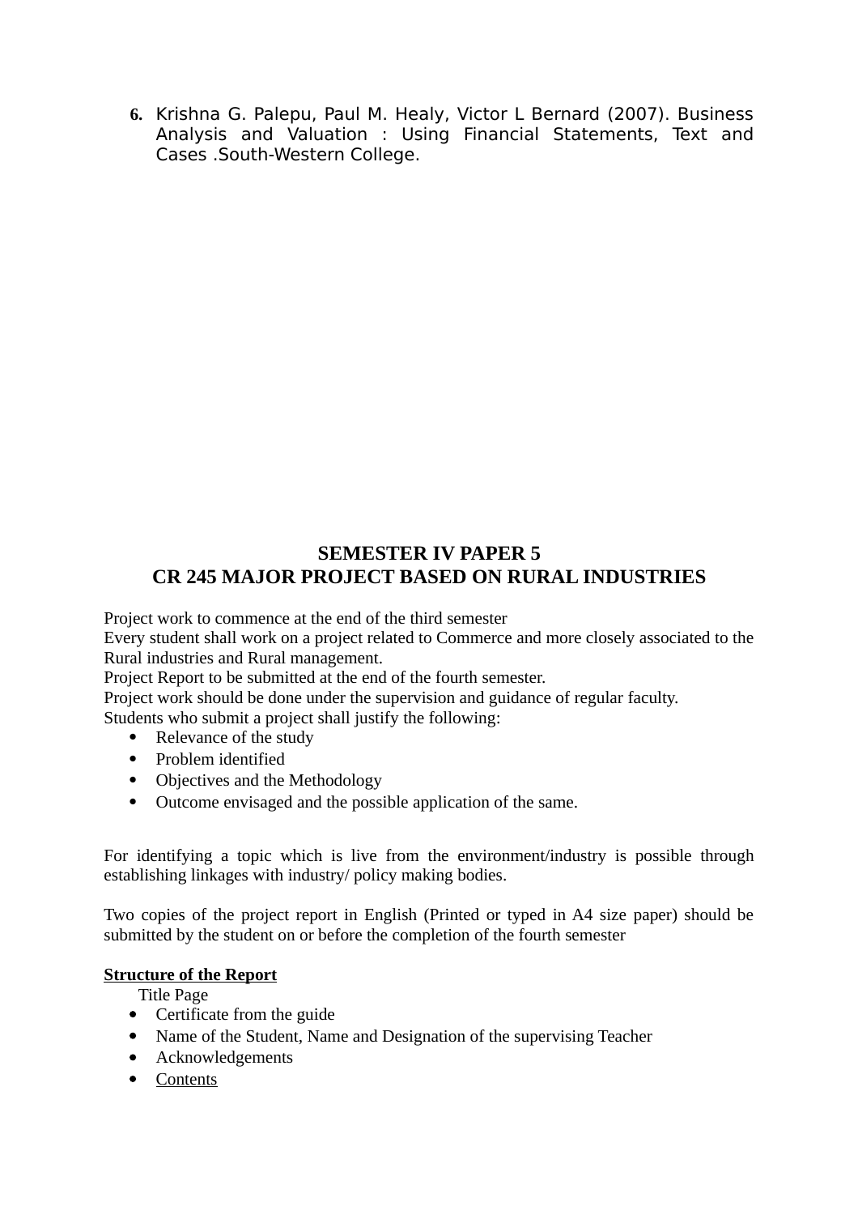6. Krishna G. Palepu, Paul M. Healy, Victor L Bernard (2007). Business Analysis and Valuation : Using Financial Statements, Text and Cases .South-Western College.

## SEMESTER IV PAPER 5
## CR 245 MAJOR PROJECT BASED ON RURAL INDUSTRIES

Project work to commence at the end of the third semester
Every student shall work on a project related to Commerce and more closely associated to the Rural industries and Rural management.
Project Report to be submitted at the end of the fourth semester.
Project work should be done under the supervision and guidance of regular faculty.
Students who submit a project shall justify the following:

- Relevance of the study
- Problem identified
- Objectives and the Methodology
- Outcome envisaged and the possible application of the same.

For identifying a topic which is live from the environment/industry is possible through establishing linkages with industry/ policy making bodies.

Two copies of the project report in English (Printed or typed in A4 size paper) should be submitted by the student on or before the completion of the fourth semester

**Structure of the Report**

Title Page

- Certificate from the guide
- Name of the Student, Name and Designation of the supervising Teacher
- Acknowledgements
- Contents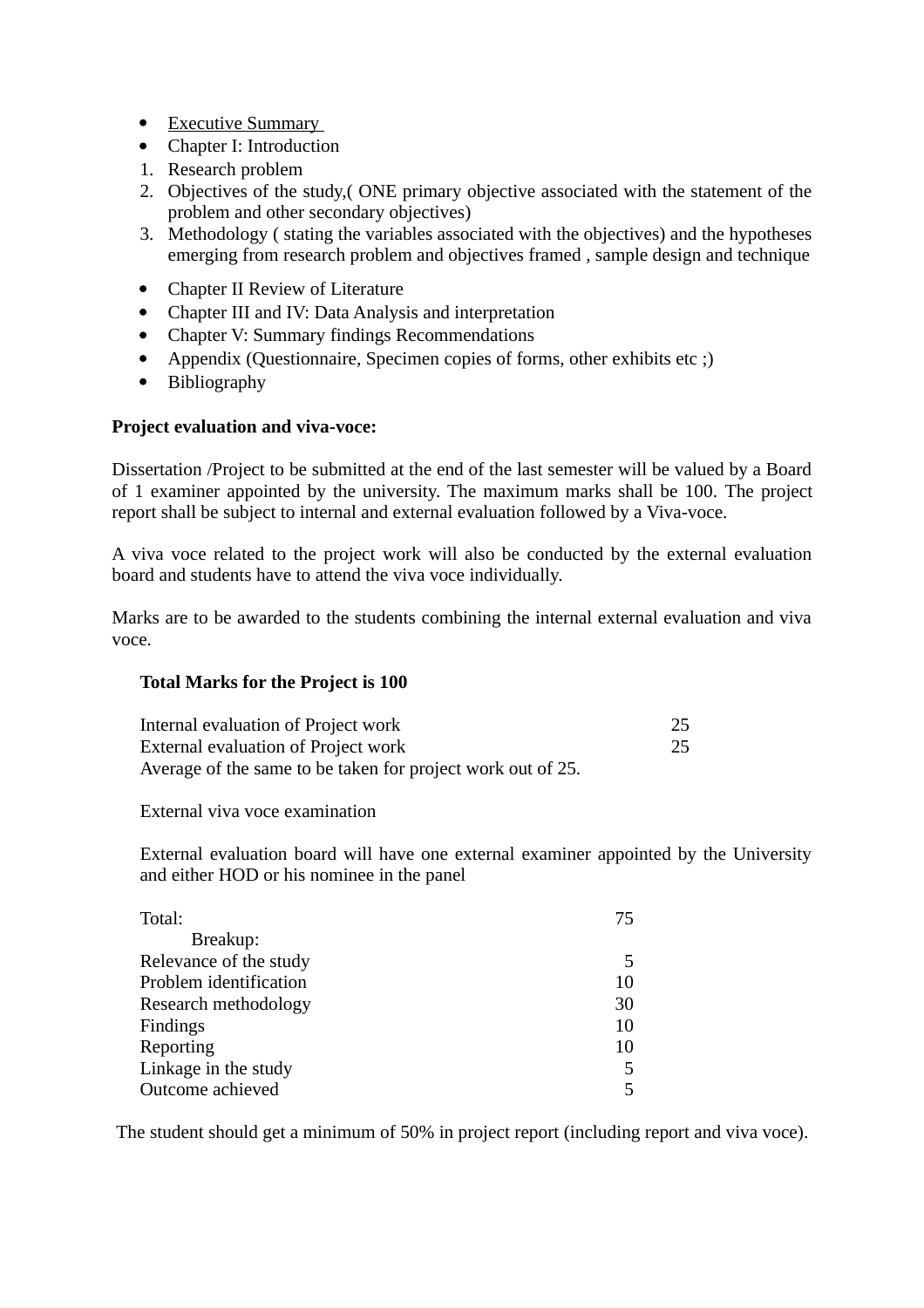- Executive Summary
- Chapter I: Introduction

1. Research problem
2. Objectives of the study,( ONE primary objective associated with the statement of the problem and other secondary objectives)
3. Methodology ( stating the variables associated with the objectives) and the hypotheses emerging from research problem and objectives framed , sample design and technique

- Chapter II Review of Literature
- Chapter III and IV: Data Analysis and interpretation
- Chapter V: Summary findings Recommendations
- Appendix (Questionnaire, Specimen copies of forms, other exhibits etc ;)
- Bibliography

**Project evaluation and viva-voce:**

Dissertation /Project to be submitted at the end of the last semester will be valued by a Board of 1 examiner appointed by the university. The maximum marks shall be 100. The project report shall be subject to internal and external evaluation followed by a Viva-voce.

A viva voce related to the project work will also be conducted by the external evaluation board and students have to attend the viva voce individually.

Marks are to be awarded to the students combining the internal external evaluation and viva voce.

**Total Marks for the Project is 100**

| | |
|---|---|
| Internal evaluation of Project work | 25 |
| External evaluation of Project work | 25 |

Average of the same to be taken for project work out of 25.

External viva voce examination

External evaluation board will have one external examiner appointed by the University and either HOD or his nominee in the panel

| | |
|---|---|
| Total: | 75 |
| Breakup: | |
| Relevance of the study | 5 |
| Problem identification | 10 |
| Research methodology | 30 |
| Findings | 10 |
| Reporting | 10 |
| Linkage in the study | 5 |
| Outcome achieved | 5 |

The student should get a minimum of 50% in project report (including report and viva voce).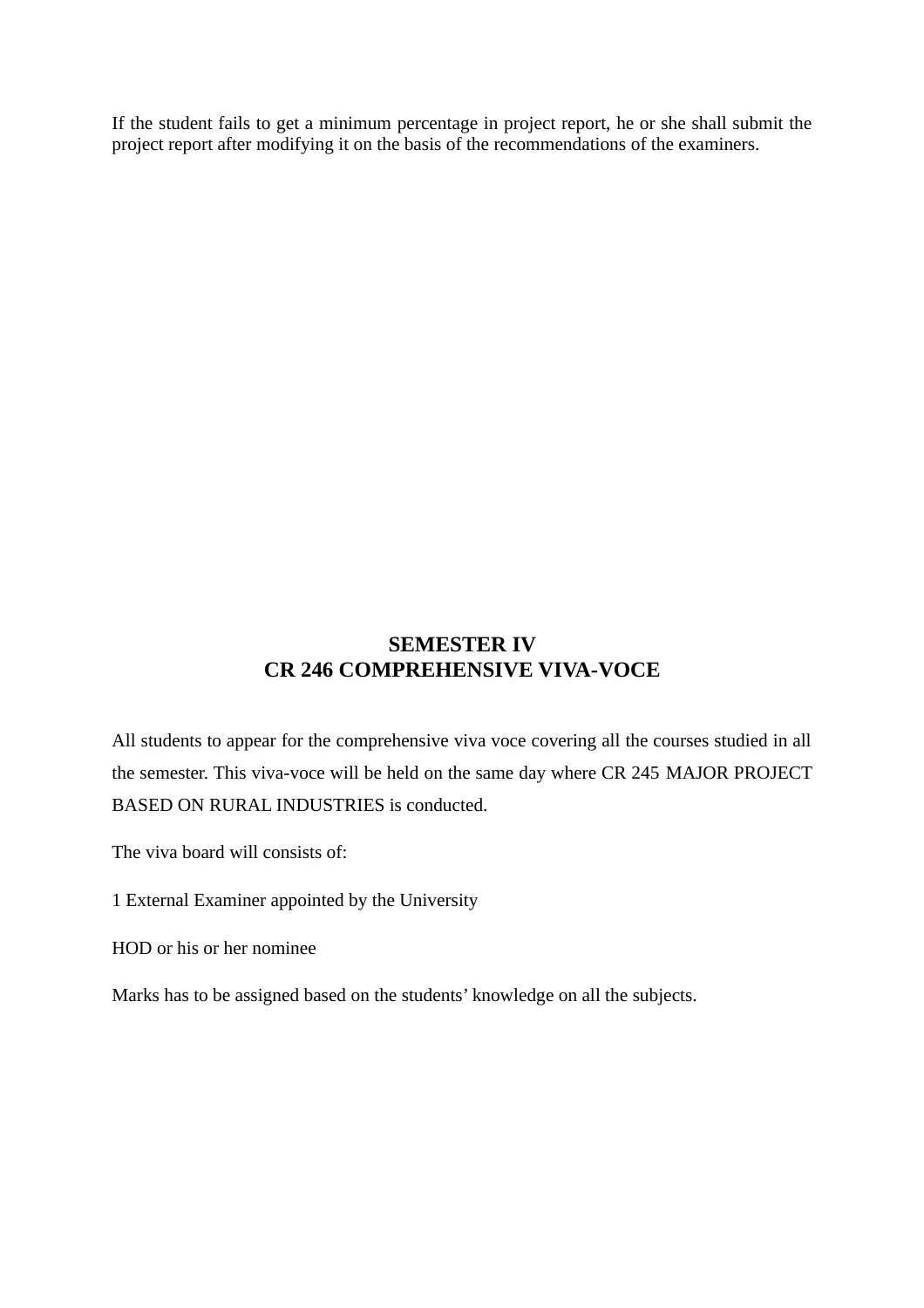If the student fails to get a minimum percentage in project report, he or she shall submit the project report after modifying it on the basis of the recommendations of the examiners.

## SEMESTER IV
## CR 246 COMPREHENSIVE VIVA-VOCE

All students to appear for the comprehensive viva voce covering all the courses studied in all the semester. This viva-voce will be held on the same day where CR 245 MAJOR PROJECT BASED ON RURAL INDUSTRIES is conducted.

The viva board will consists of:

1 External Examiner appointed by the University

HOD or his or her nominee

Marks has to be assigned based on the students' knowledge on all the subjects.